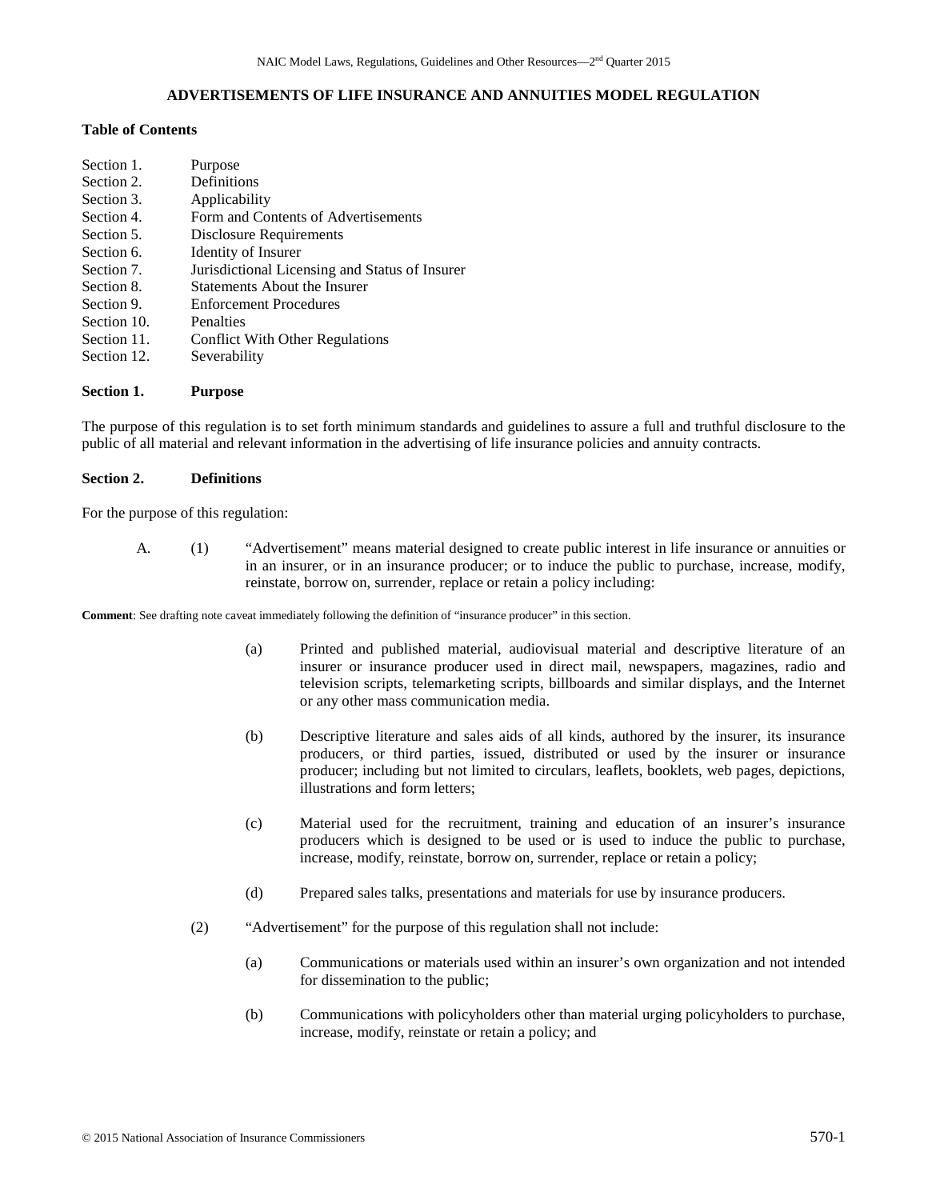# ADVERTISEMENTS OF LIFE INSURANCE AND ANNUITIES MODEL REGULATION

**Table of Contents**

Section 1. Purpose
Section 2. Definitions
Section 3. Applicability
Section 4. Form and Contents of Advertisements
Section 5. Disclosure Requirements
Section 6. Identity of Insurer
Section 7. Jurisdictional Licensing and Status of Insurer
Section 8. Statements About the Insurer
Section 9. Enforcement Procedures
Section 10. Penalties
Section 11. Conflict With Other Regulations
Section 12. Severability

## Section 1. Purpose

The purpose of this regulation is to set forth minimum standards and guidelines to assure a full and truthful disclosure to the public of all material and relevant information in the advertising of life insurance policies and annuity contracts.

## Section 2. Definitions

For the purpose of this regulation:

A. (1) "Advertisement" means material designed to create public interest in life insurance or annuities or in an insurer, or in an insurance producer; or to induce the public to purchase, increase, modify, reinstate, borrow on, surrender, replace or retain a policy including:

**Comment**: See drafting note caveat immediately following the definition of "insurance producer" in this section.

(a) Printed and published material, audiovisual material and descriptive literature of an insurer or insurance producer used in direct mail, newspapers, magazines, radio and television scripts, telemarketing scripts, billboards and similar displays, and the Internet or any other mass communication media.

(b) Descriptive literature and sales aids of all kinds, authored by the insurer, its insurance producers, or third parties, issued, distributed or used by the insurer or insurance producer; including but not limited to circulars, leaflets, booklets, web pages, depictions, illustrations and form letters;

(c) Material used for the recruitment, training and education of an insurer's insurance producers which is designed to be used or is used to induce the public to purchase, increase, modify, reinstate, borrow on, surrender, replace or retain a policy;

(d) Prepared sales talks, presentations and materials for use by insurance producers.

(2) "Advertisement" for the purpose of this regulation shall not include:

(a) Communications or materials used within an insurer's own organization and not intended for dissemination to the public;

(b) Communications with policyholders other than material urging policyholders to purchase, increase, modify, reinstate or retain a policy; and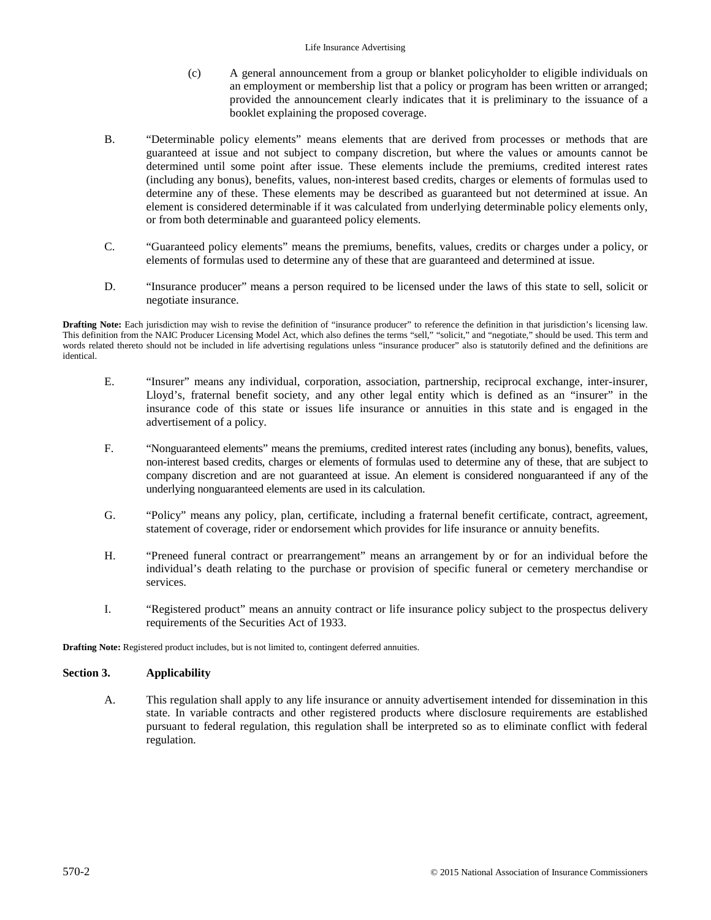(c) A general announcement from a group or blanket policyholder to eligible individuals on an employment or membership list that a policy or program has been written or arranged; provided the announcement clearly indicates that it is preliminary to the issuance of a booklet explaining the proposed coverage.

B. "Determinable policy elements" means elements that are derived from processes or methods that are guaranteed at issue and not subject to company discretion, but where the values or amounts cannot be determined until some point after issue. These elements include the premiums, credited interest rates (including any bonus), benefits, values, non-interest based credits, charges or elements of formulas used to determine any of these. These elements may be described as guaranteed but not determined at issue. An element is considered determinable if it was calculated from underlying determinable policy elements only, or from both determinable and guaranteed policy elements.

C. "Guaranteed policy elements" means the premiums, benefits, values, credits or charges under a policy, or elements of formulas used to determine any of these that are guaranteed and determined at issue.

D. "Insurance producer" means a person required to be licensed under the laws of this state to sell, solicit or negotiate insurance.

**Drafting Note:** Each jurisdiction may wish to revise the definition of "insurance producer" to reference the definition in that jurisdiction's licensing law. This definition from the NAIC Producer Licensing Model Act, which also defines the terms "sell," "solicit," and "negotiate," should be used. This term and words related thereto should not be included in life advertising regulations unless "insurance producer" also is statutorily defined and the definitions are identical.

E. "Insurer" means any individual, corporation, association, partnership, reciprocal exchange, inter-insurer, Lloyd's, fraternal benefit society, and any other legal entity which is defined as an "insurer" in the insurance code of this state or issues life insurance or annuities in this state and is engaged in the advertisement of a policy.

F. "Nonguaranteed elements" means the premiums, credited interest rates (including any bonus), benefits, values, non-interest based credits, charges or elements of formulas used to determine any of these, that are subject to company discretion and are not guaranteed at issue. An element is considered nonguaranteed if any of the underlying nonguaranteed elements are used in its calculation.

G. "Policy" means any policy, plan, certificate, including a fraternal benefit certificate, contract, agreement, statement of coverage, rider or endorsement which provides for life insurance or annuity benefits.

H. "Preneed funeral contract or prearrangement" means an arrangement by or for an individual before the individual's death relating to the purchase or provision of specific funeral or cemetery merchandise or services.

I. "Registered product" means an annuity contract or life insurance policy subject to the prospectus delivery requirements of the Securities Act of 1933.

**Drafting Note:** Registered product includes, but is not limited to, contingent deferred annuities.

## Section 3. Applicability

A. This regulation shall apply to any life insurance or annuity advertisement intended for dissemination in this state. In variable contracts and other registered products where disclosure requirements are established pursuant to federal regulation, this regulation shall be interpreted so as to eliminate conflict with federal regulation.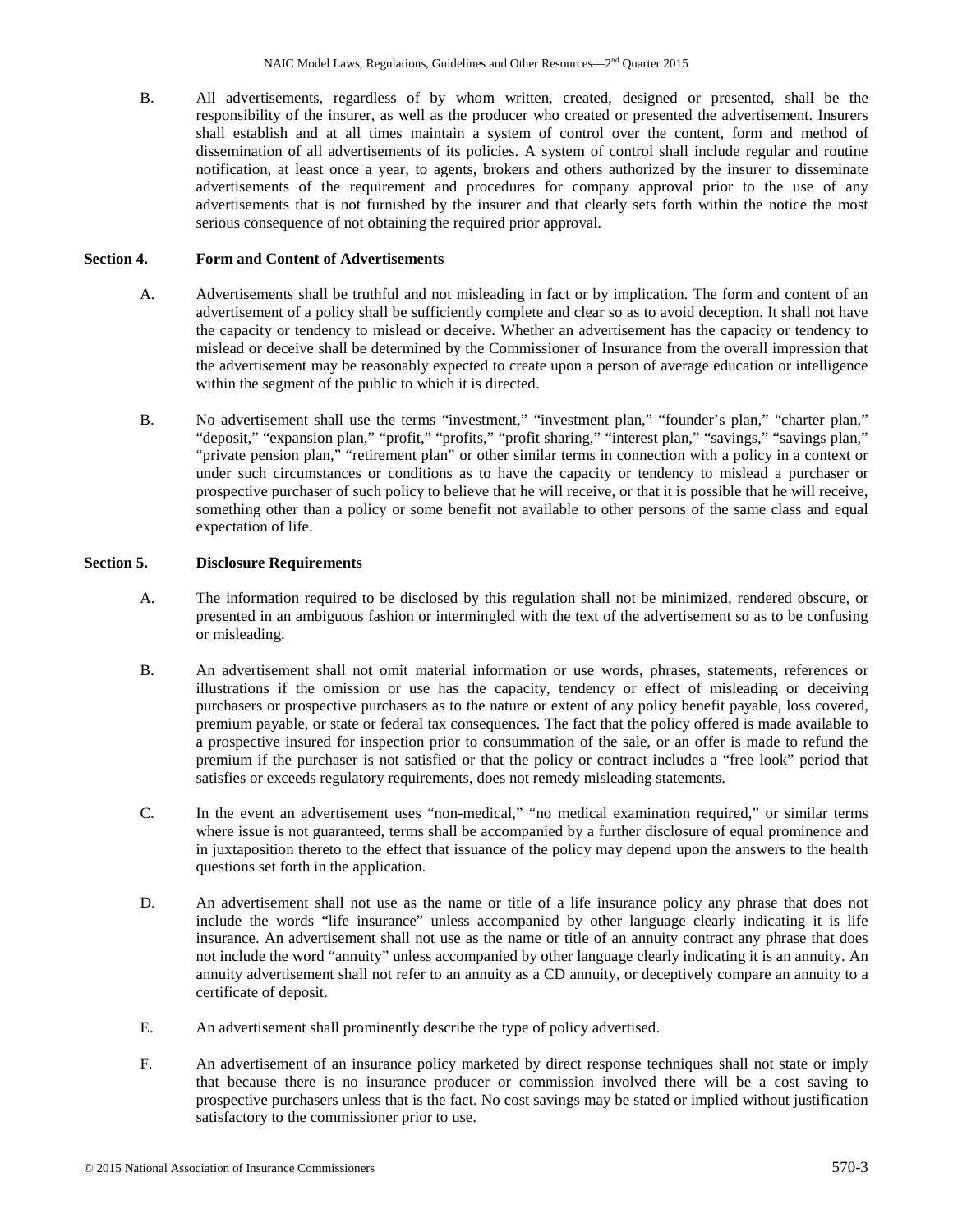B. All advertisements, regardless of by whom written, created, designed or presented, shall be the responsibility of the insurer, as well as the producer who created or presented the advertisement. Insurers shall establish and at all times maintain a system of control over the content, form and method of dissemination of all advertisements of its policies. A system of control shall include regular and routine notification, at least once a year, to agents, brokers and others authorized by the insurer to disseminate advertisements of the requirement and procedures for company approval prior to the use of any advertisements that is not furnished by the insurer and that clearly sets forth within the notice the most serious consequence of not obtaining the required prior approval.

## Section 4. Form and Content of Advertisements

A. Advertisements shall be truthful and not misleading in fact or by implication. The form and content of an advertisement of a policy shall be sufficiently complete and clear so as to avoid deception. It shall not have the capacity or tendency to mislead or deceive. Whether an advertisement has the capacity or tendency to mislead or deceive shall be determined by the Commissioner of Insurance from the overall impression that the advertisement may be reasonably expected to create upon a person of average education or intelligence within the segment of the public to which it is directed.

B. No advertisement shall use the terms "investment," "investment plan," "founder's plan," "charter plan," "deposit," "expansion plan," "profit," "profits," "profit sharing," "interest plan," "savings," "savings plan," "private pension plan," "retirement plan" or other similar terms in connection with a policy in a context or under such circumstances or conditions as to have the capacity or tendency to mislead a purchaser or prospective purchaser of such policy to believe that he will receive, or that it is possible that he will receive, something other than a policy or some benefit not available to other persons of the same class and equal expectation of life.

## Section 5. Disclosure Requirements

A. The information required to be disclosed by this regulation shall not be minimized, rendered obscure, or presented in an ambiguous fashion or intermingled with the text of the advertisement so as to be confusing or misleading.

B. An advertisement shall not omit material information or use words, phrases, statements, references or illustrations if the omission or use has the capacity, tendency or effect of misleading or deceiving purchasers or prospective purchasers as to the nature or extent of any policy benefit payable, loss covered, premium payable, or state or federal tax consequences. The fact that the policy offered is made available to a prospective insured for inspection prior to consummation of the sale, or an offer is made to refund the premium if the purchaser is not satisfied or that the policy or contract includes a "free look" period that satisfies or exceeds regulatory requirements, does not remedy misleading statements.

C. In the event an advertisement uses "non-medical," "no medical examination required," or similar terms where issue is not guaranteed, terms shall be accompanied by a further disclosure of equal prominence and in juxtaposition thereto to the effect that issuance of the policy may depend upon the answers to the health questions set forth in the application.

D. An advertisement shall not use as the name or title of a life insurance policy any phrase that does not include the words "life insurance" unless accompanied by other language clearly indicating it is life insurance. An advertisement shall not use as the name or title of an annuity contract any phrase that does not include the word "annuity" unless accompanied by other language clearly indicating it is an annuity. An annuity advertisement shall not refer to an annuity as a CD annuity, or deceptively compare an annuity to a certificate of deposit.

E. An advertisement shall prominently describe the type of policy advertised.

F. An advertisement of an insurance policy marketed by direct response techniques shall not state or imply that because there is no insurance producer or commission involved there will be a cost saving to prospective purchasers unless that is the fact. No cost savings may be stated or implied without justification satisfactory to the commissioner prior to use.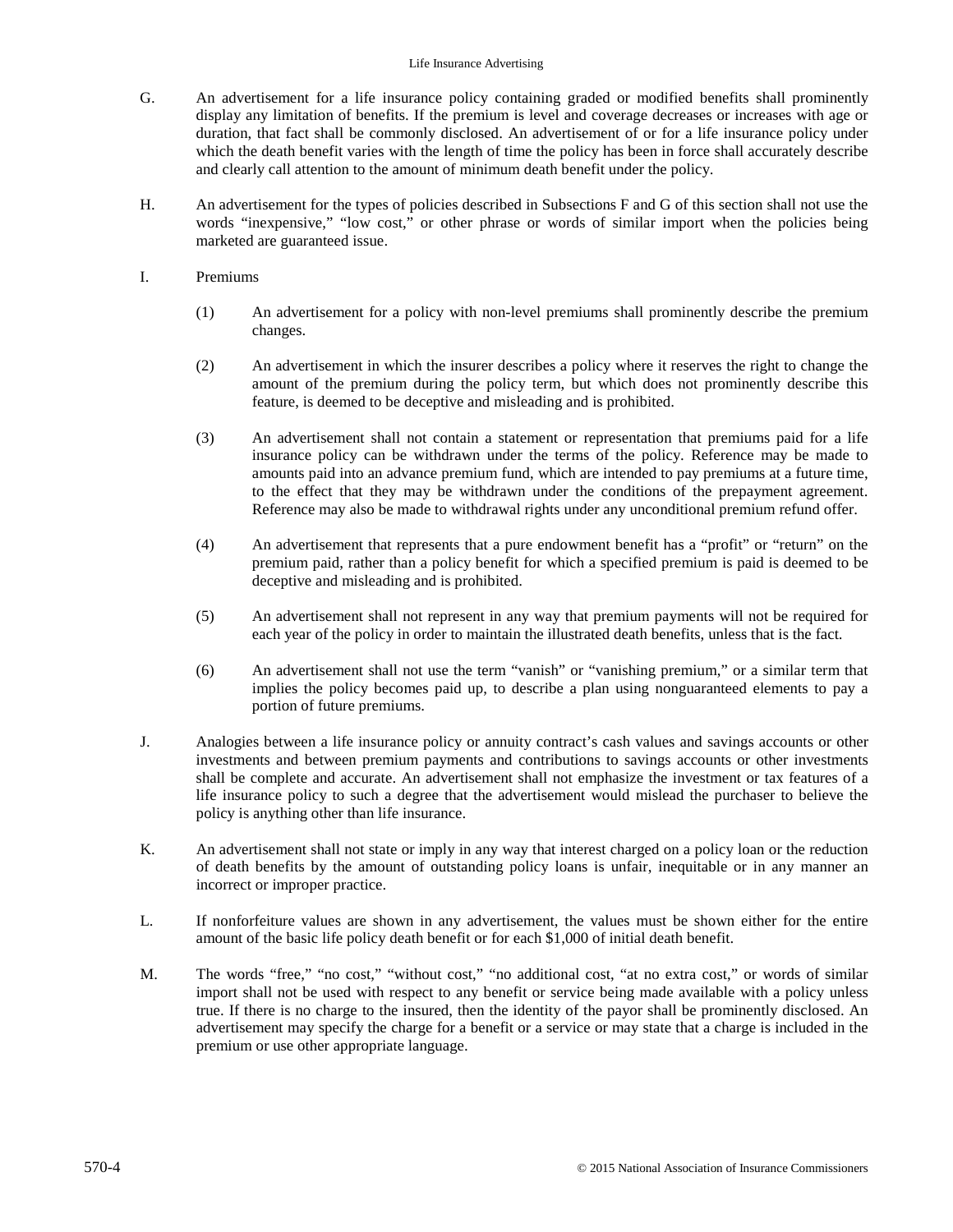G. An advertisement for a life insurance policy containing graded or modified benefits shall prominently display any limitation of benefits. If the premium is level and coverage decreases or increases with age or duration, that fact shall be commonly disclosed. An advertisement of or for a life insurance policy under which the death benefit varies with the length of time the policy has been in force shall accurately describe and clearly call attention to the amount of minimum death benefit under the policy.

H. An advertisement for the types of policies described in Subsections F and G of this section shall not use the words "inexpensive," "low cost," or other phrase or words of similar import when the policies being marketed are guaranteed issue.

I. Premiums

(1) An advertisement for a policy with non-level premiums shall prominently describe the premium changes.

(2) An advertisement in which the insurer describes a policy where it reserves the right to change the amount of the premium during the policy term, but which does not prominently describe this feature, is deemed to be deceptive and misleading and is prohibited.

(3) An advertisement shall not contain a statement or representation that premiums paid for a life insurance policy can be withdrawn under the terms of the policy. Reference may be made to amounts paid into an advance premium fund, which are intended to pay premiums at a future time, to the effect that they may be withdrawn under the conditions of the prepayment agreement. Reference may also be made to withdrawal rights under any unconditional premium refund offer.

(4) An advertisement that represents that a pure endowment benefit has a "profit" or "return" on the premium paid, rather than a policy benefit for which a specified premium is paid is deemed to be deceptive and misleading and is prohibited.

(5) An advertisement shall not represent in any way that premium payments will not be required for each year of the policy in order to maintain the illustrated death benefits, unless that is the fact.

(6) An advertisement shall not use the term "vanish" or "vanishing premium," or a similar term that implies the policy becomes paid up, to describe a plan using nonguaranteed elements to pay a portion of future premiums.

J. Analogies between a life insurance policy or annuity contract's cash values and savings accounts or other investments and between premium payments and contributions to savings accounts or other investments shall be complete and accurate. An advertisement shall not emphasize the investment or tax features of a life insurance policy to such a degree that the advertisement would mislead the purchaser to believe the policy is anything other than life insurance.

K. An advertisement shall not state or imply in any way that interest charged on a policy loan or the reduction of death benefits by the amount of outstanding policy loans is unfair, inequitable or in any manner an incorrect or improper practice.

L. If nonforfeiture values are shown in any advertisement, the values must be shown either for the entire amount of the basic life policy death benefit or for each $1,000 of initial death benefit.

M. The words "free," "no cost," "without cost," "no additional cost, "at no extra cost," or words of similar import shall not be used with respect to any benefit or service being made available with a policy unless true. If there is no charge to the insured, then the identity of the payor shall be prominently disclosed. An advertisement may specify the charge for a benefit or a service or may state that a charge is included in the premium or use other appropriate language.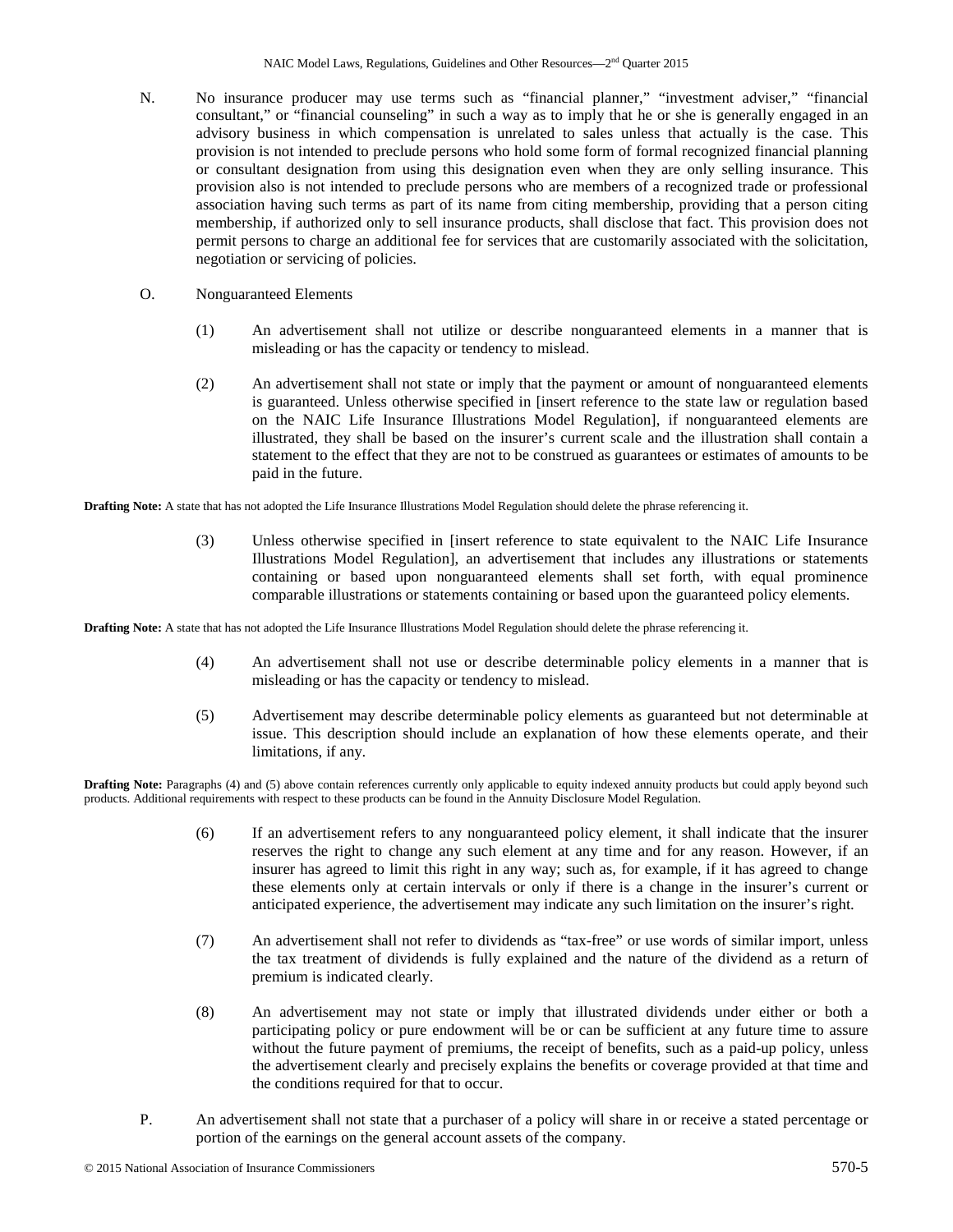N. No insurance producer may use terms such as "financial planner," "investment adviser," "financial consultant," or "financial counseling" in such a way as to imply that he or she is generally engaged in an advisory business in which compensation is unrelated to sales unless that actually is the case. This provision is not intended to preclude persons who hold some form of formal recognized financial planning or consultant designation from using this designation even when they are only selling insurance. This provision also is not intended to preclude persons who are members of a recognized trade or professional association having such terms as part of its name from citing membership, providing that a person citing membership, if authorized only to sell insurance products, shall disclose that fact. This provision does not permit persons to charge an additional fee for services that are customarily associated with the solicitation, negotiation or servicing of policies.

O. Nonguaranteed Elements

(1) An advertisement shall not utilize or describe nonguaranteed elements in a manner that is misleading or has the capacity or tendency to mislead.

(2) An advertisement shall not state or imply that the payment or amount of nonguaranteed elements is guaranteed. Unless otherwise specified in [insert reference to the state law or regulation based on the NAIC Life Insurance Illustrations Model Regulation], if nonguaranteed elements are illustrated, they shall be based on the insurer's current scale and the illustration shall contain a statement to the effect that they are not to be construed as guarantees or estimates of amounts to be paid in the future.

**Drafting Note:** A state that has not adopted the Life Insurance Illustrations Model Regulation should delete the phrase referencing it.

(3) Unless otherwise specified in [insert reference to state equivalent to the NAIC Life Insurance Illustrations Model Regulation], an advertisement that includes any illustrations or statements containing or based upon nonguaranteed elements shall set forth, with equal prominence comparable illustrations or statements containing or based upon the guaranteed policy elements.

**Drafting Note:** A state that has not adopted the Life Insurance Illustrations Model Regulation should delete the phrase referencing it.

(4) An advertisement shall not use or describe determinable policy elements in a manner that is misleading or has the capacity or tendency to mislead.

(5) Advertisement may describe determinable policy elements as guaranteed but not determinable at issue. This description should include an explanation of how these elements operate, and their limitations, if any.

**Drafting Note:** Paragraphs (4) and (5) above contain references currently only applicable to equity indexed annuity products but could apply beyond such products. Additional requirements with respect to these products can be found in the Annuity Disclosure Model Regulation.

(6) If an advertisement refers to any nonguaranteed policy element, it shall indicate that the insurer reserves the right to change any such element at any time and for any reason. However, if an insurer has agreed to limit this right in any way; such as, for example, if it has agreed to change these elements only at certain intervals or only if there is a change in the insurer's current or anticipated experience, the advertisement may indicate any such limitation on the insurer's right.

(7) An advertisement shall not refer to dividends as "tax-free" or use words of similar import, unless the tax treatment of dividends is fully explained and the nature of the dividend as a return of premium is indicated clearly.

(8) An advertisement may not state or imply that illustrated dividends under either or both a participating policy or pure endowment will be or can be sufficient at any future time to assure without the future payment of premiums, the receipt of benefits, such as a paid-up policy, unless the advertisement clearly and precisely explains the benefits or coverage provided at that time and the conditions required for that to occur.

P. An advertisement shall not state that a purchaser of a policy will share in or receive a stated percentage or portion of the earnings on the general account assets of the company.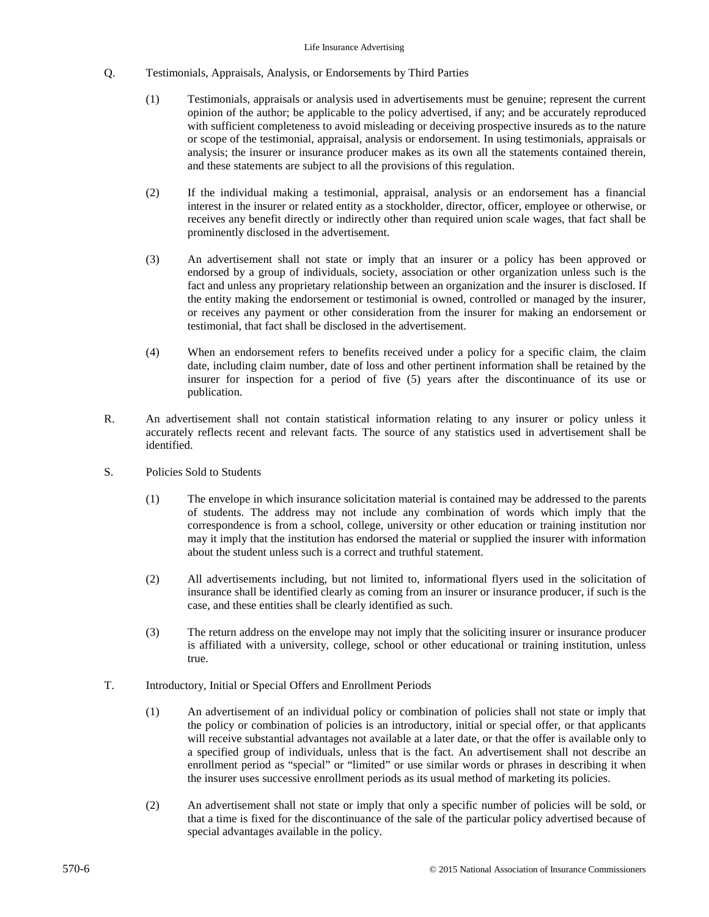Q. Testimonials, Appraisals, Analysis, or Endorsements by Third Parties

(1) Testimonials, appraisals or analysis used in advertisements must be genuine; represent the current opinion of the author; be applicable to the policy advertised, if any; and be accurately reproduced with sufficient completeness to avoid misleading or deceiving prospective insureds as to the nature or scope of the testimonial, appraisal, analysis or endorsement. In using testimonials, appraisals or analysis; the insurer or insurance producer makes as its own all the statements contained therein, and these statements are subject to all the provisions of this regulation.

(2) If the individual making a testimonial, appraisal, analysis or an endorsement has a financial interest in the insurer or related entity as a stockholder, director, officer, employee or otherwise, or receives any benefit directly or indirectly other than required union scale wages, that fact shall be prominently disclosed in the advertisement.

(3) An advertisement shall not state or imply that an insurer or a policy has been approved or endorsed by a group of individuals, society, association or other organization unless such is the fact and unless any proprietary relationship between an organization and the insurer is disclosed. If the entity making the endorsement or testimonial is owned, controlled or managed by the insurer, or receives any payment or other consideration from the insurer for making an endorsement or testimonial, that fact shall be disclosed in the advertisement.

(4) When an endorsement refers to benefits received under a policy for a specific claim, the claim date, including claim number, date of loss and other pertinent information shall be retained by the insurer for inspection for a period of five (5) years after the discontinuance of its use or publication.

R. An advertisement shall not contain statistical information relating to any insurer or policy unless it accurately reflects recent and relevant facts. The source of any statistics used in advertisement shall be identified.

S. Policies Sold to Students

(1) The envelope in which insurance solicitation material is contained may be addressed to the parents of students. The address may not include any combination of words which imply that the correspondence is from a school, college, university or other education or training institution nor may it imply that the institution has endorsed the material or supplied the insurer with information about the student unless such is a correct and truthful statement.

(2) All advertisements including, but not limited to, informational flyers used in the solicitation of insurance shall be identified clearly as coming from an insurer or insurance producer, if such is the case, and these entities shall be clearly identified as such.

(3) The return address on the envelope may not imply that the soliciting insurer or insurance producer is affiliated with a university, college, school or other educational or training institution, unless true.

T. Introductory, Initial or Special Offers and Enrollment Periods

(1) An advertisement of an individual policy or combination of policies shall not state or imply that the policy or combination of policies is an introductory, initial or special offer, or that applicants will receive substantial advantages not available at a later date, or that the offer is available only to a specified group of individuals, unless that is the fact. An advertisement shall not describe an enrollment period as "special" or "limited" or use similar words or phrases in describing it when the insurer uses successive enrollment periods as its usual method of marketing its policies.

(2) An advertisement shall not state or imply that only a specific number of policies will be sold, or that a time is fixed for the discontinuance of the sale of the particular policy advertised because of special advantages available in the policy.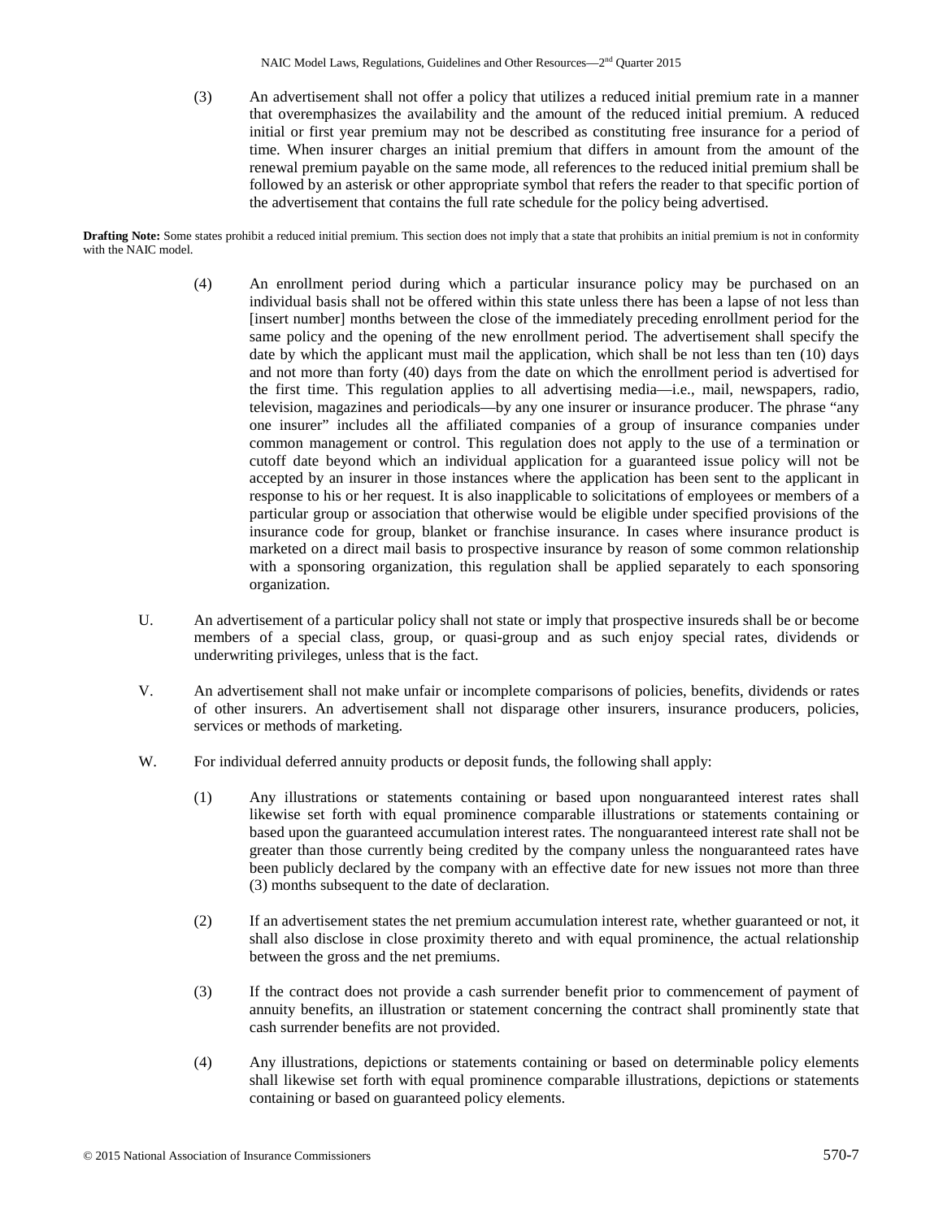(3) An advertisement shall not offer a policy that utilizes a reduced initial premium rate in a manner that overemphasizes the availability and the amount of the reduced initial premium. A reduced initial or first year premium may not be described as constituting free insurance for a period of time. When insurer charges an initial premium that differs in amount from the amount of the renewal premium payable on the same mode, all references to the reduced initial premium shall be followed by an asterisk or other appropriate symbol that refers the reader to that specific portion of the advertisement that contains the full rate schedule for the policy being advertised.

**Drafting Note:** Some states prohibit a reduced initial premium. This section does not imply that a state that prohibits an initial premium is not in conformity with the NAIC model.

(4) An enrollment period during which a particular insurance policy may be purchased on an individual basis shall not be offered within this state unless there has been a lapse of not less than [insert number] months between the close of the immediately preceding enrollment period for the same policy and the opening of the new enrollment period. The advertisement shall specify the date by which the applicant must mail the application, which shall be not less than ten (10) days and not more than forty (40) days from the date on which the enrollment period is advertised for the first time. This regulation applies to all advertising media—i.e., mail, newspapers, radio, television, magazines and periodicals—by any one insurer or insurance producer. The phrase "any one insurer" includes all the affiliated companies of a group of insurance companies under common management or control. This regulation does not apply to the use of a termination or cutoff date beyond which an individual application for a guaranteed issue policy will not be accepted by an insurer in those instances where the application has been sent to the applicant in response to his or her request. It is also inapplicable to solicitations of employees or members of a particular group or association that otherwise would be eligible under specified provisions of the insurance code for group, blanket or franchise insurance. In cases where insurance product is marketed on a direct mail basis to prospective insurance by reason of some common relationship with a sponsoring organization, this regulation shall be applied separately to each sponsoring organization.

U. An advertisement of a particular policy shall not state or imply that prospective insureds shall be or become members of a special class, group, or quasi-group and as such enjoy special rates, dividends or underwriting privileges, unless that is the fact.

V. An advertisement shall not make unfair or incomplete comparisons of policies, benefits, dividends or rates of other insurers. An advertisement shall not disparage other insurers, insurance producers, policies, services or methods of marketing.

W. For individual deferred annuity products or deposit funds, the following shall apply:

(1) Any illustrations or statements containing or based upon nonguaranteed interest rates shall likewise set forth with equal prominence comparable illustrations or statements containing or based upon the guaranteed accumulation interest rates. The nonguaranteed interest rate shall not be greater than those currently being credited by the company unless the nonguaranteed rates have been publicly declared by the company with an effective date for new issues not more than three (3) months subsequent to the date of declaration.

(2) If an advertisement states the net premium accumulation interest rate, whether guaranteed or not, it shall also disclose in close proximity thereto and with equal prominence, the actual relationship between the gross and the net premiums.

(3) If the contract does not provide a cash surrender benefit prior to commencement of payment of annuity benefits, an illustration or statement concerning the contract shall prominently state that cash surrender benefits are not provided.

(4) Any illustrations, depictions or statements containing or based on determinable policy elements shall likewise set forth with equal prominence comparable illustrations, depictions or statements containing or based on guaranteed policy elements.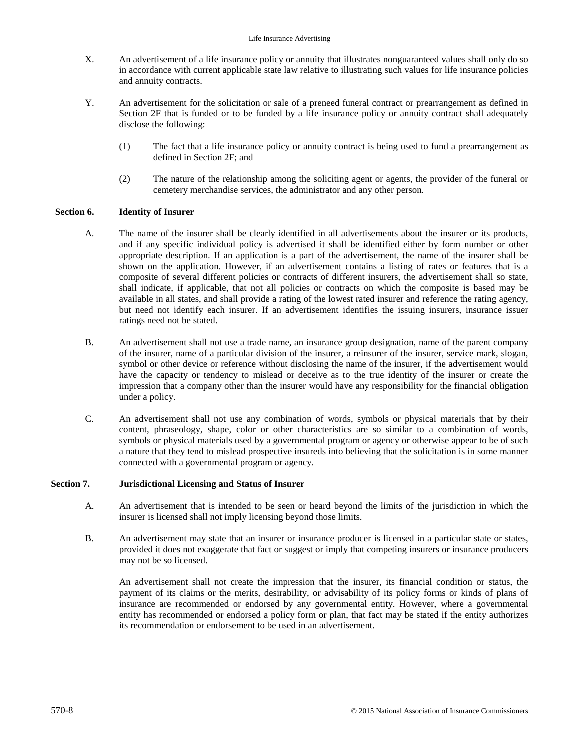X. An advertisement of a life insurance policy or annuity that illustrates nonguaranteed values shall only do so in accordance with current applicable state law relative to illustrating such values for life insurance policies and annuity contracts.

Y. An advertisement for the solicitation or sale of a preneed funeral contract or prearrangement as defined in Section 2F that is funded or to be funded by a life insurance policy or annuity contract shall adequately disclose the following:

(1) The fact that a life insurance policy or annuity contract is being used to fund a prearrangement as defined in Section 2F; and

(2) The nature of the relationship among the soliciting agent or agents, the provider of the funeral or cemetery merchandise services, the administrator and any other person.

## Section 6. Identity of Insurer

A. The name of the insurer shall be clearly identified in all advertisements about the insurer or its products, and if any specific individual policy is advertised it shall be identified either by form number or other appropriate description. If an application is a part of the advertisement, the name of the insurer shall be shown on the application. However, if an advertisement contains a listing of rates or features that is a composite of several different policies or contracts of different insurers, the advertisement shall so state, shall indicate, if applicable, that not all policies or contracts on which the composite is based may be available in all states, and shall provide a rating of the lowest rated insurer and reference the rating agency, but need not identify each insurer. If an advertisement identifies the issuing insurers, insurance issuer ratings need not be stated.

B. An advertisement shall not use a trade name, an insurance group designation, name of the parent company of the insurer, name of a particular division of the insurer, a reinsurer of the insurer, service mark, slogan, symbol or other device or reference without disclosing the name of the insurer, if the advertisement would have the capacity or tendency to mislead or deceive as to the true identity of the insurer or create the impression that a company other than the insurer would have any responsibility for the financial obligation under a policy.

C. An advertisement shall not use any combination of words, symbols or physical materials that by their content, phraseology, shape, color or other characteristics are so similar to a combination of words, symbols or physical materials used by a governmental program or agency or otherwise appear to be of such a nature that they tend to mislead prospective insureds into believing that the solicitation is in some manner connected with a governmental program or agency.

## Section 7. Jurisdictional Licensing and Status of Insurer

A. An advertisement that is intended to be seen or heard beyond the limits of the jurisdiction in which the insurer is licensed shall not imply licensing beyond those limits.

B. An advertisement may state that an insurer or insurance producer is licensed in a particular state or states, provided it does not exaggerate that fact or suggest or imply that competing insurers or insurance producers may not be so licensed.

An advertisement shall not create the impression that the insurer, its financial condition or status, the payment of its claims or the merits, desirability, or advisability of its policy forms or kinds of plans of insurance are recommended or endorsed by any governmental entity. However, where a governmental entity has recommended or endorsed a policy form or plan, that fact may be stated if the entity authorizes its recommendation or endorsement to be used in an advertisement.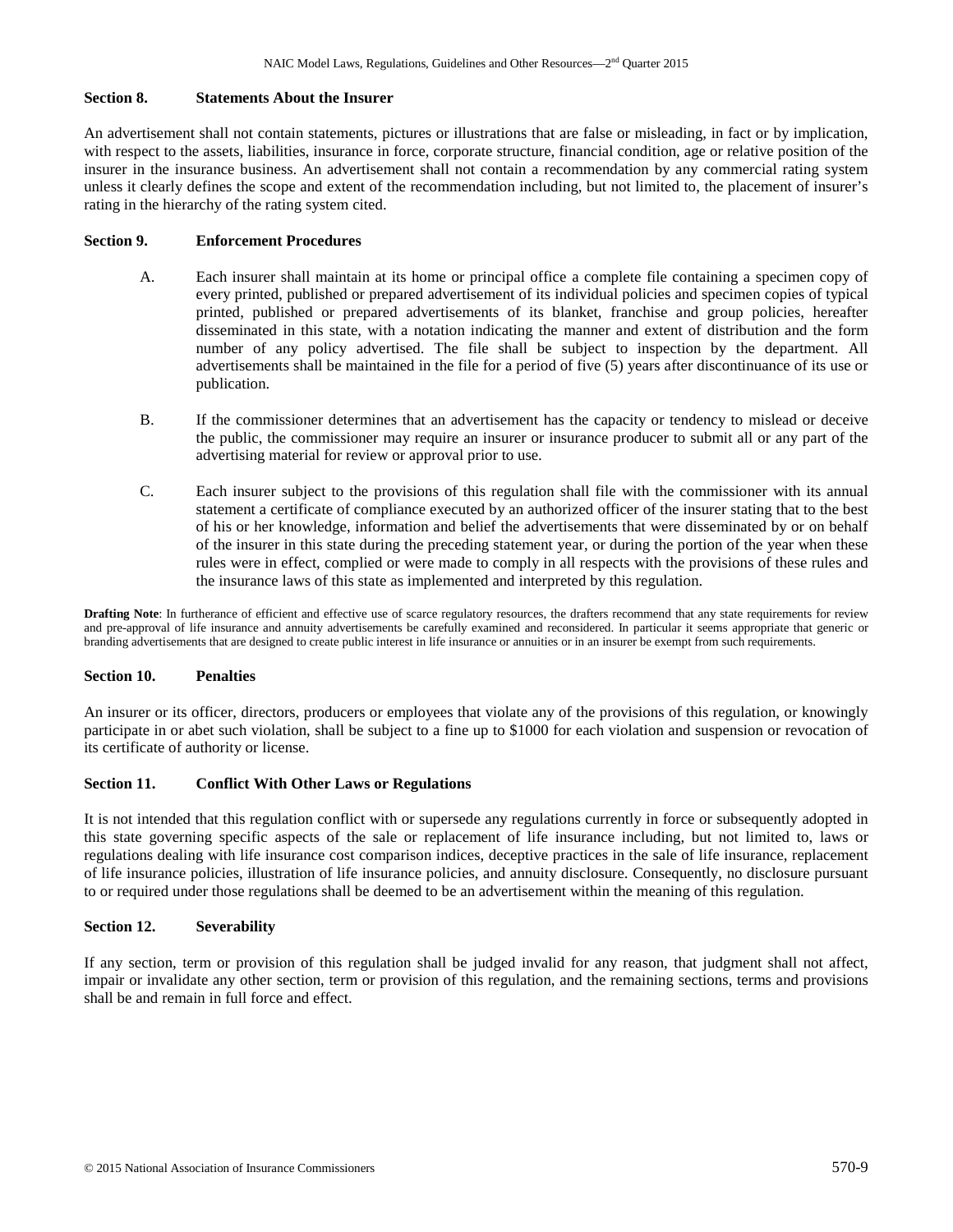## Section 8. Statements About the Insurer

An advertisement shall not contain statements, pictures or illustrations that are false or misleading, in fact or by implication, with respect to the assets, liabilities, insurance in force, corporate structure, financial condition, age or relative position of the insurer in the insurance business. An advertisement shall not contain a recommendation by any commercial rating system unless it clearly defines the scope and extent of the recommendation including, but not limited to, the placement of insurer's rating in the hierarchy of the rating system cited.

## Section 9. Enforcement Procedures

A. Each insurer shall maintain at its home or principal office a complete file containing a specimen copy of every printed, published or prepared advertisement of its individual policies and specimen copies of typical printed, published or prepared advertisements of its blanket, franchise and group policies, hereafter disseminated in this state, with a notation indicating the manner and extent of distribution and the form number of any policy advertised. The file shall be subject to inspection by the department. All advertisements shall be maintained in the file for a period of five (5) years after discontinuance of its use or publication.

B. If the commissioner determines that an advertisement has the capacity or tendency to mislead or deceive the public, the commissioner may require an insurer or insurance producer to submit all or any part of the advertising material for review or approval prior to use.

C. Each insurer subject to the provisions of this regulation shall file with the commissioner with its annual statement a certificate of compliance executed by an authorized officer of the insurer stating that to the best of his or her knowledge, information and belief the advertisements that were disseminated by or on behalf of the insurer in this state during the preceding statement year, or during the portion of the year when these rules were in effect, complied or were made to comply in all respects with the provisions of these rules and the insurance laws of this state as implemented and interpreted by this regulation.

**Drafting Note**: In furtherance of efficient and effective use of scarce regulatory resources, the drafters recommend that any state requirements for review and pre-approval of life insurance and annuity advertisements be carefully examined and reconsidered. In particular it seems appropriate that generic or branding advertisements that are designed to create public interest in life insurance or annuities or in an insurer be exempt from such requirements.

## Section 10. Penalties

An insurer or its officer, directors, producers or employees that violate any of the provisions of this regulation, or knowingly participate in or abet such violation, shall be subject to a fine up to $1000 for each violation and suspension or revocation of its certificate of authority or license.

## Section 11. Conflict With Other Laws or Regulations

It is not intended that this regulation conflict with or supersede any regulations currently in force or subsequently adopted in this state governing specific aspects of the sale or replacement of life insurance including, but not limited to, laws or regulations dealing with life insurance cost comparison indices, deceptive practices in the sale of life insurance, replacement of life insurance policies, illustration of life insurance policies, and annuity disclosure. Consequently, no disclosure pursuant to or required under those regulations shall be deemed to be an advertisement within the meaning of this regulation.

## Section 12. Severability

If any section, term or provision of this regulation shall be judged invalid for any reason, that judgment shall not affect, impair or invalidate any other section, term or provision of this regulation, and the remaining sections, terms and provisions shall be and remain in full force and effect.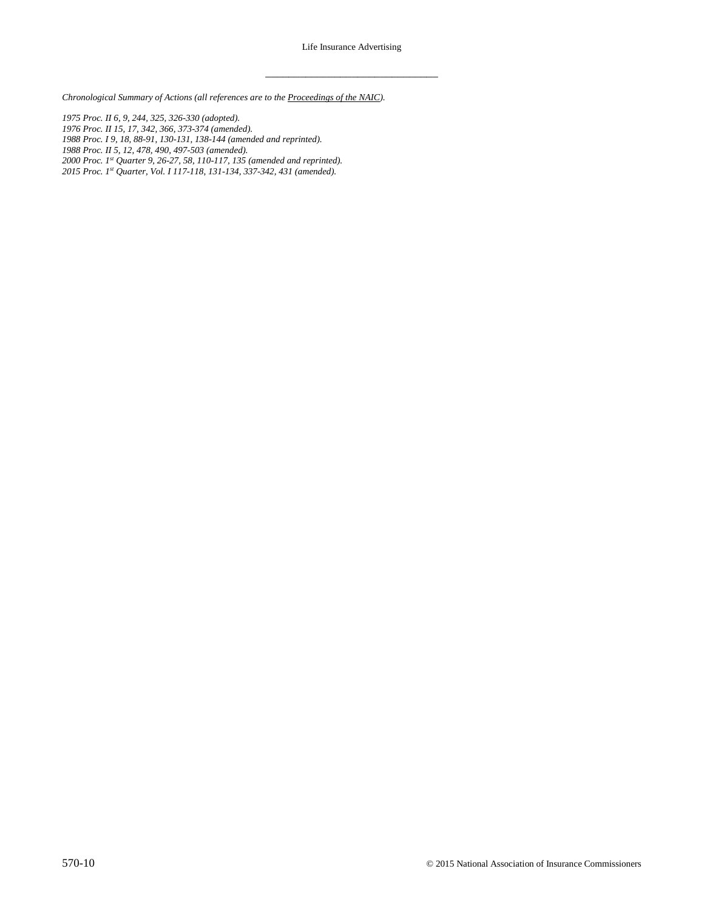---

*Chronological Summary of Actions (all references are to the Proceedings of the NAIC).*

*1975 Proc. II 6, 9, 244, 325, 326-330 (adopted).*
*1976 Proc. II 15, 17, 342, 366, 373-374 (amended).*
*1988 Proc. I 9, 18, 88-91, 130-131, 138-144 (amended and reprinted).*
*1988 Proc. II 5, 12, 478, 490, 497-503 (amended).*
*2000 Proc. 1st Quarter 9, 26-27, 58, 110-117, 135 (amended and reprinted).*
*2015 Proc. 1st Quarter, Vol. I 117-118, 131-134, 337-342, 431 (amended).*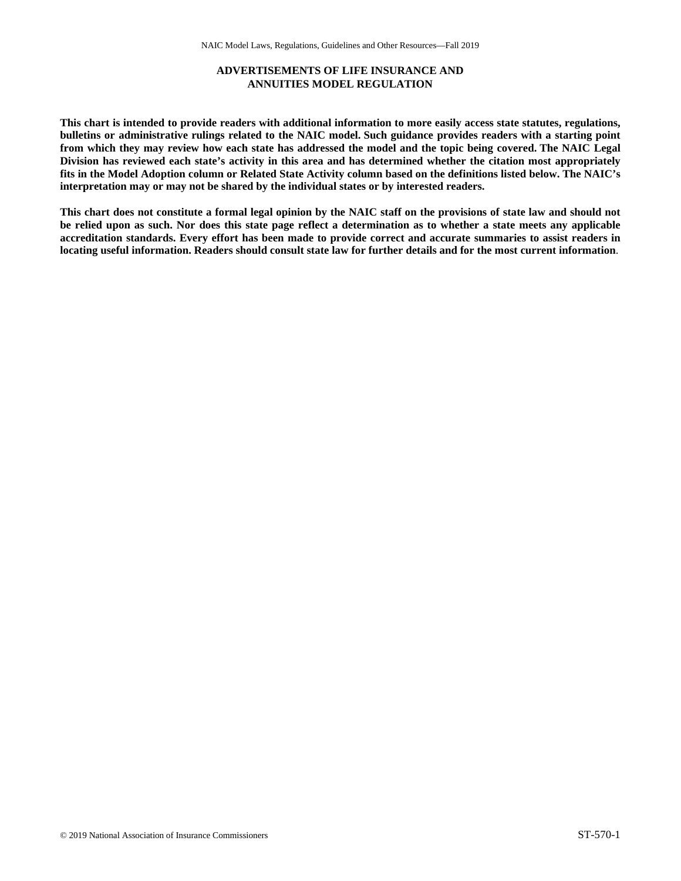# ADVERTISEMENTS OF LIFE INSURANCE AND ANNUITIES MODEL REGULATION

**This chart is intended to provide readers with additional information to more easily access state statutes, regulations, bulletins or administrative rulings related to the NAIC model. Such guidance provides readers with a starting point from which they may review how each state has addressed the model and the topic being covered. The NAIC Legal Division has reviewed each state's activity in this area and has determined whether the citation most appropriately fits in the Model Adoption column or Related State Activity column based on the definitions listed below. The NAIC's interpretation may or may not be shared by the individual states or by interested readers.**

**This chart does not constitute a formal legal opinion by the NAIC staff on the provisions of state law and should not be relied upon as such. Nor does this state page reflect a determination as to whether a state meets any applicable accreditation standards. Every effort has been made to provide correct and accurate summaries to assist readers in locating useful information. Readers should consult state law for further details and for the most current information.**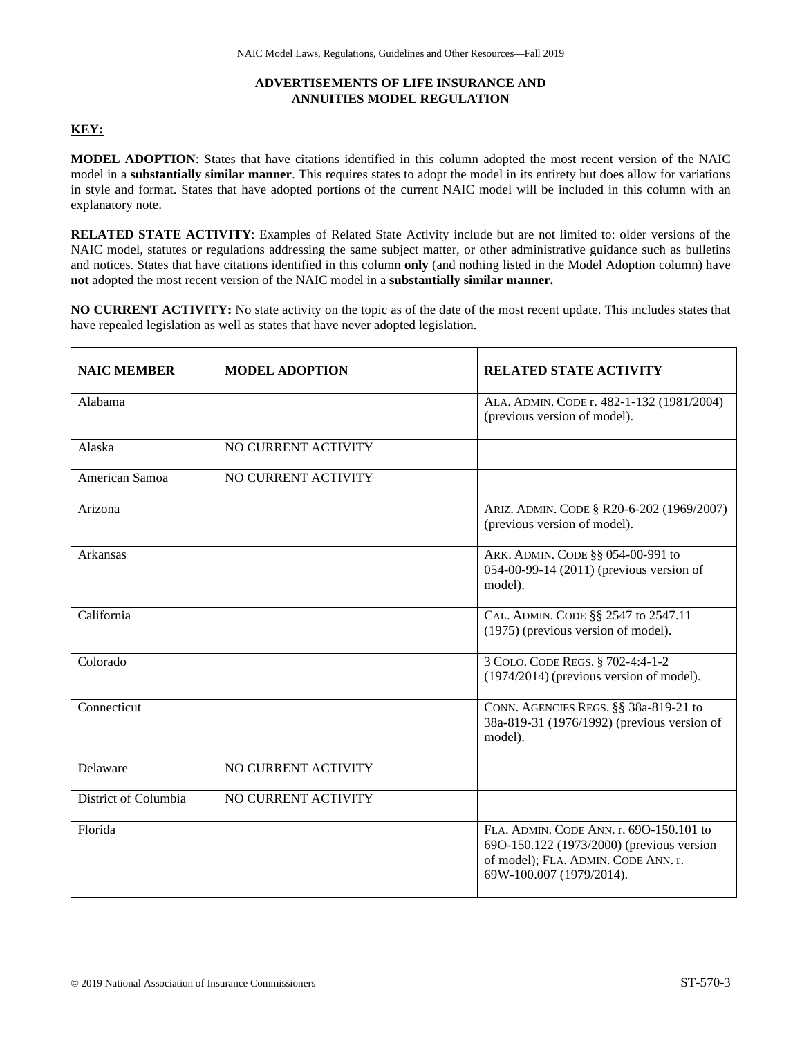# ADVERTISEMENTS OF LIFE INSURANCE AND ANNUITIES MODEL REGULATION

**KEY:**

**MODEL ADOPTION**: States that have citations identified in this column adopted the most recent version of the NAIC model in a **substantially similar manner**. This requires states to adopt the model in its entirety but does allow for variations in style and format. States that have adopted portions of the current NAIC model will be included in this column with an explanatory note.

**RELATED STATE ACTIVITY**: Examples of Related State Activity include but are not limited to: older versions of the NAIC model, statutes or regulations addressing the same subject matter, or other administrative guidance such as bulletins and notices. States that have citations identified in this column **only** (and nothing listed in the Model Adoption column) have **not** adopted the most recent version of the NAIC model in a **substantially similar manner.**

**NO CURRENT ACTIVITY:** No state activity on the topic as of the date of the most recent update. This includes states that have repealed legislation as well as states that have never adopted legislation.

| NAIC MEMBER | MODEL ADOPTION | RELATED STATE ACTIVITY |
|---|---|---|
| Alabama | | ALA. ADMIN. CODE r. 482-1-132 (1981/2004) (previous version of model). |
| Alaska | NO CURRENT ACTIVITY | |
| American Samoa | NO CURRENT ACTIVITY | |
| Arizona | | ARIZ. ADMIN. CODE § R20-6-202 (1969/2007) (previous version of model). |
| Arkansas | | ARK. ADMIN. CODE §§ 054-00-991 to 054-00-99-14 (2011) (previous version of model). |
| California | | CAL. ADMIN. CODE §§ 2547 to 2547.11 (1975) (previous version of model). |
| Colorado | | 3 COLO. CODE REGS. § 702-4:4-1-2 (1974/2014) (previous version of model). |
| Connecticut | | CONN. AGENCIES REGS. §§ 38a-819-21 to 38a-819-31 (1976/1992) (previous version of model). |
| Delaware | NO CURRENT ACTIVITY | |
| District of Columbia | NO CURRENT ACTIVITY | |
| Florida | | FLA. ADMIN. CODE ANN. r. 69O-150.101 to 69O-150.122 (1973/2000) (previous version of model); FLA. ADMIN. CODE ANN. r. 69W-100.007 (1979/2014). |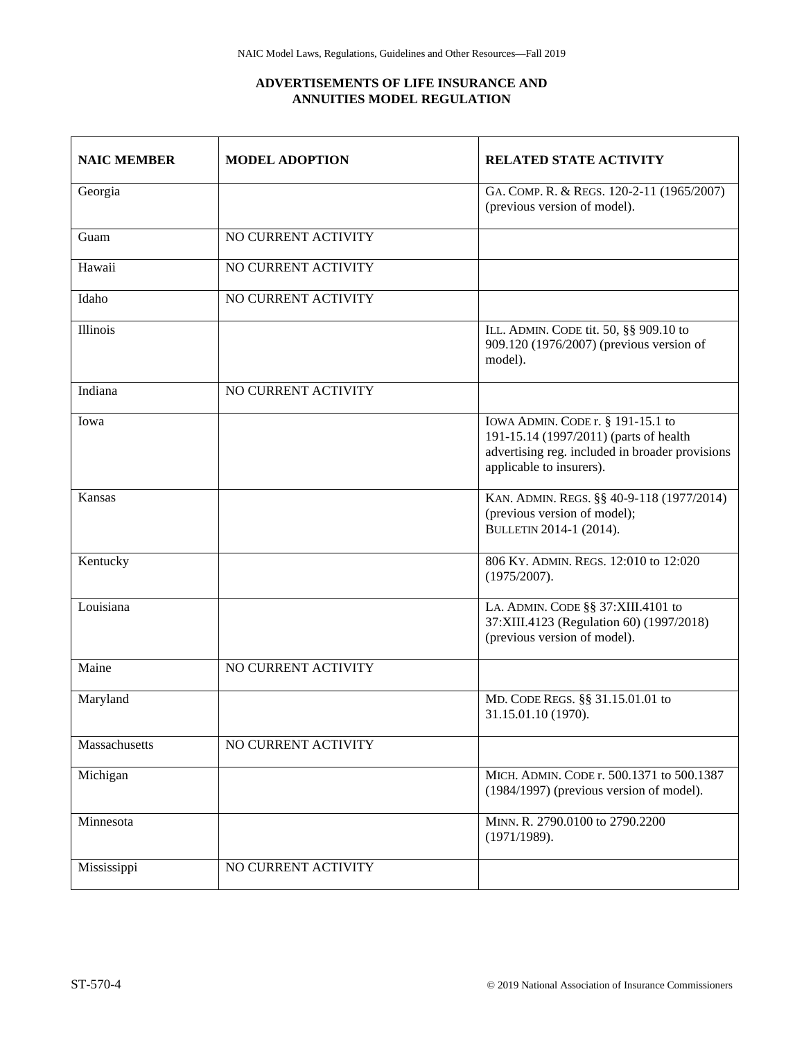## ADVERTISEMENTS OF LIFE INSURANCE AND ANNUITIES MODEL REGULATION

| NAIC MEMBER | MODEL ADOPTION | RELATED STATE ACTIVITY |
|---|---|---|
| Georgia | | GA. COMP. R. & REGS. 120-2-11 (1965/2007) (previous version of model). |
| Guam | NO CURRENT ACTIVITY | |
| Hawaii | NO CURRENT ACTIVITY | |
| Idaho | NO CURRENT ACTIVITY | |
| Illinois | | ILL. ADMIN. CODE tit. 50, §§ 909.10 to 909.120 (1976/2007) (previous version of model). |
| Indiana | NO CURRENT ACTIVITY | |
| Iowa | | IOWA ADMIN. CODE r. § 191-15.1 to 191-15.14 (1997/2011) (parts of health advertising reg. included in broader provisions applicable to insurers). |
| Kansas | | KAN. ADMIN. REGS. §§ 40-9-118 (1977/2014) (previous version of model); BULLETIN 2014-1 (2014). |
| Kentucky | | 806 KY. ADMIN. REGS. 12:010 to 12:020 (1975/2007). |
| Louisiana | | LA. ADMIN. CODE §§ 37:XIII.4101 to 37:XIII.4123 (Regulation 60) (1997/2018) (previous version of model). |
| Maine | NO CURRENT ACTIVITY | |
| Maryland | | MD. CODE REGS. §§ 31.15.01.01 to 31.15.01.10 (1970). |
| Massachusetts | NO CURRENT ACTIVITY | |
| Michigan | | MICH. ADMIN. CODE r. 500.1371 to 500.1387 (1984/1997) (previous version of model). |
| Minnesota | | MINN. R. 2790.0100 to 2790.2200 (1971/1989). |
| Mississippi | NO CURRENT ACTIVITY | |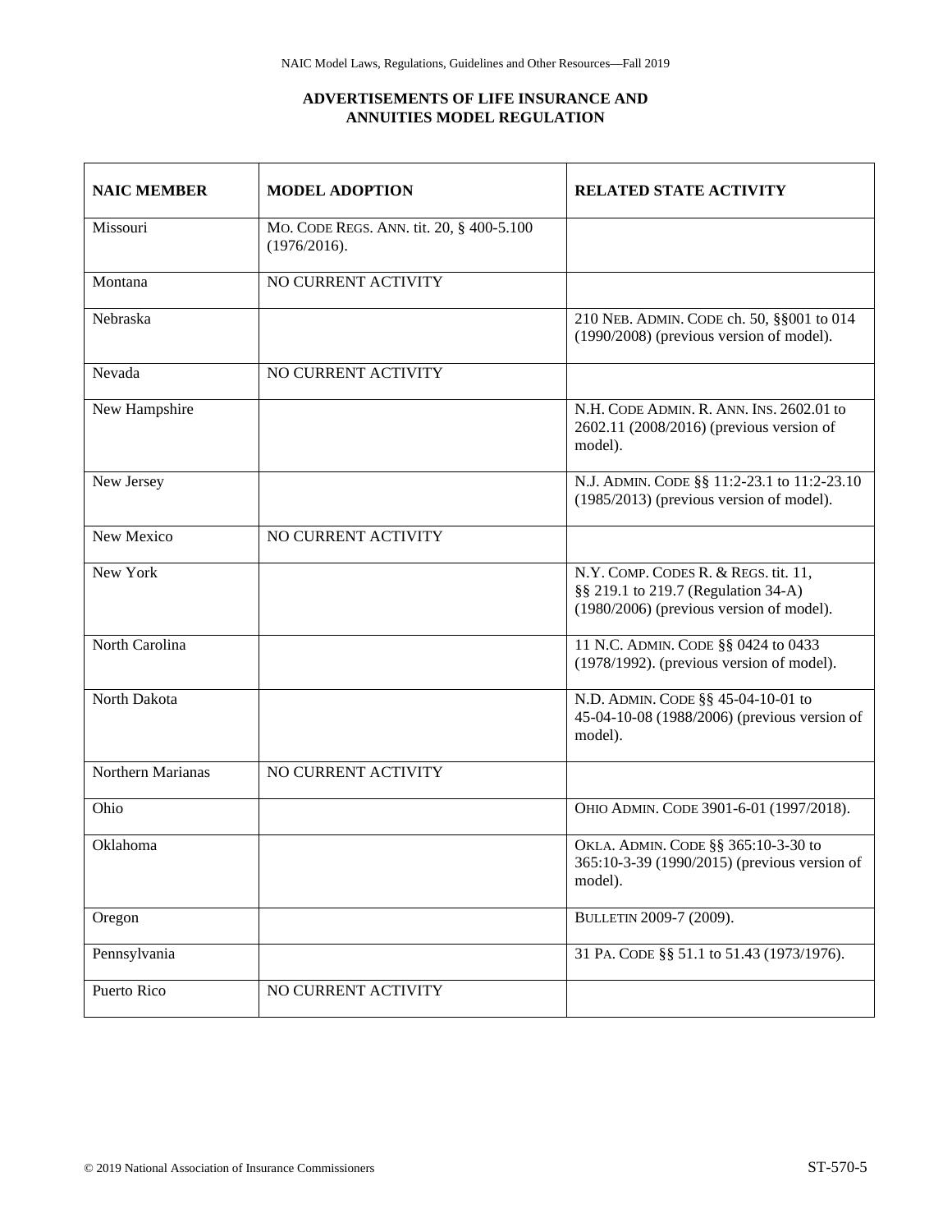**ADVERTISEMENTS OF LIFE INSURANCE AND ANNUITIES MODEL REGULATION**

| NAIC MEMBER | MODEL ADOPTION | RELATED STATE ACTIVITY |
|---|---|---|
| Missouri | MO. CODE REGS. ANN. tit. 20, § 400-5.100 (1976/2016). | |
| Montana | NO CURRENT ACTIVITY | |
| Nebraska | | 210 NEB. ADMIN. CODE ch. 50, §§001 to 014 (1990/2008) (previous version of model). |
| Nevada | NO CURRENT ACTIVITY | |
| New Hampshire | | N.H. CODE ADMIN. R. ANN. INS. 2602.01 to 2602.11 (2008/2016) (previous version of model). |
| New Jersey | | N.J. ADMIN. CODE §§ 11:2-23.1 to 11:2-23.10 (1985/2013) (previous version of model). |
| New Mexico | NO CURRENT ACTIVITY | |
| New York | | N.Y. COMP. CODES R. & REGS. tit. 11, §§ 219.1 to 219.7 (Regulation 34-A) (1980/2006) (previous version of model). |
| North Carolina | | 11 N.C. ADMIN. CODE §§ 0424 to 0433 (1978/1992). (previous version of model). |
| North Dakota | | N.D. ADMIN. CODE §§ 45-04-10-01 to 45-04-10-08 (1988/2006) (previous version of model). |
| Northern Marianas | NO CURRENT ACTIVITY | |
| Ohio | | OHIO ADMIN. CODE 3901-6-01 (1997/2018). |
| Oklahoma | | OKLA. ADMIN. CODE §§ 365:10-3-30 to 365:10-3-39 (1990/2015) (previous version of model). |
| Oregon | | BULLETIN 2009-7 (2009). |
| Pennsylvania | | 31 PA. CODE §§ 51.1 to 51.43 (1973/1976). |
| Puerto Rico | NO CURRENT ACTIVITY | |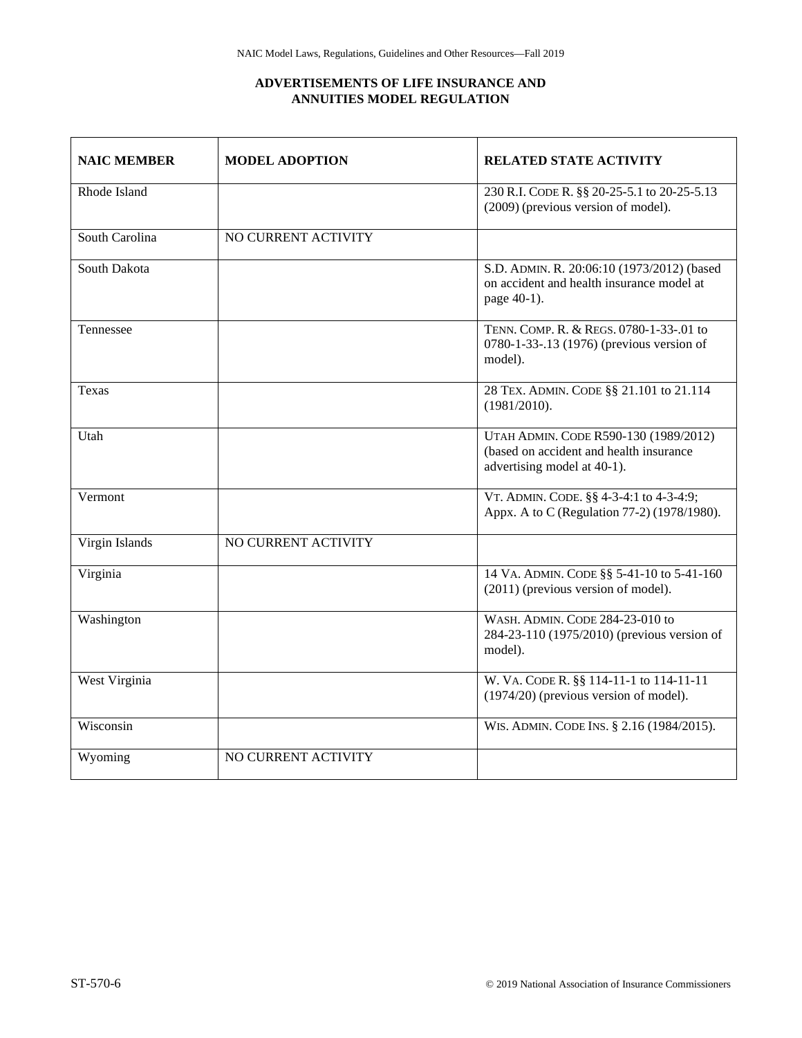**ADVERTISEMENTS OF LIFE INSURANCE AND ANNUITIES MODEL REGULATION**

| NAIC MEMBER | MODEL ADOPTION | RELATED STATE ACTIVITY |
|---|---|---|
| Rhode Island | | 230 R.I. CODE R. §§ 20-25-5.1 to 20-25-5.13 (2009) (previous version of model). |
| South Carolina | NO CURRENT ACTIVITY | |
| South Dakota | | S.D. ADMIN. R. 20:06:10 (1973/2012) (based on accident and health insurance model at page 40-1). |
| Tennessee | | TENN. COMP. R. & REGS. 0780-1-33-.01 to 0780-1-33-.13 (1976) (previous version of model). |
| Texas | | 28 TEX. ADMIN. CODE §§ 21.101 to 21.114 (1981/2010). |
| Utah | | UTAH ADMIN. CODE R590-130 (1989/2012) (based on accident and health insurance advertising model at 40-1). |
| Vermont | | VT. ADMIN. CODE. §§ 4-3-4:1 to 4-3-4:9; Appx. A to C (Regulation 77-2) (1978/1980). |
| Virgin Islands | NO CURRENT ACTIVITY | |
| Virginia | | 14 VA. ADMIN. CODE §§ 5-41-10 to 5-41-160 (2011) (previous version of model). |
| Washington | | WASH. ADMIN. CODE 284-23-010 to 284-23-110 (1975/2010) (previous version of model). |
| West Virginia | | W. VA. CODE R. §§ 114-11-1 to 114-11-11 (1974/20) (previous version of model). |
| Wisconsin | | WIS. ADMIN. CODE INS. § 2.16 (1984/2015). |
| Wyoming | NO CURRENT ACTIVITY | |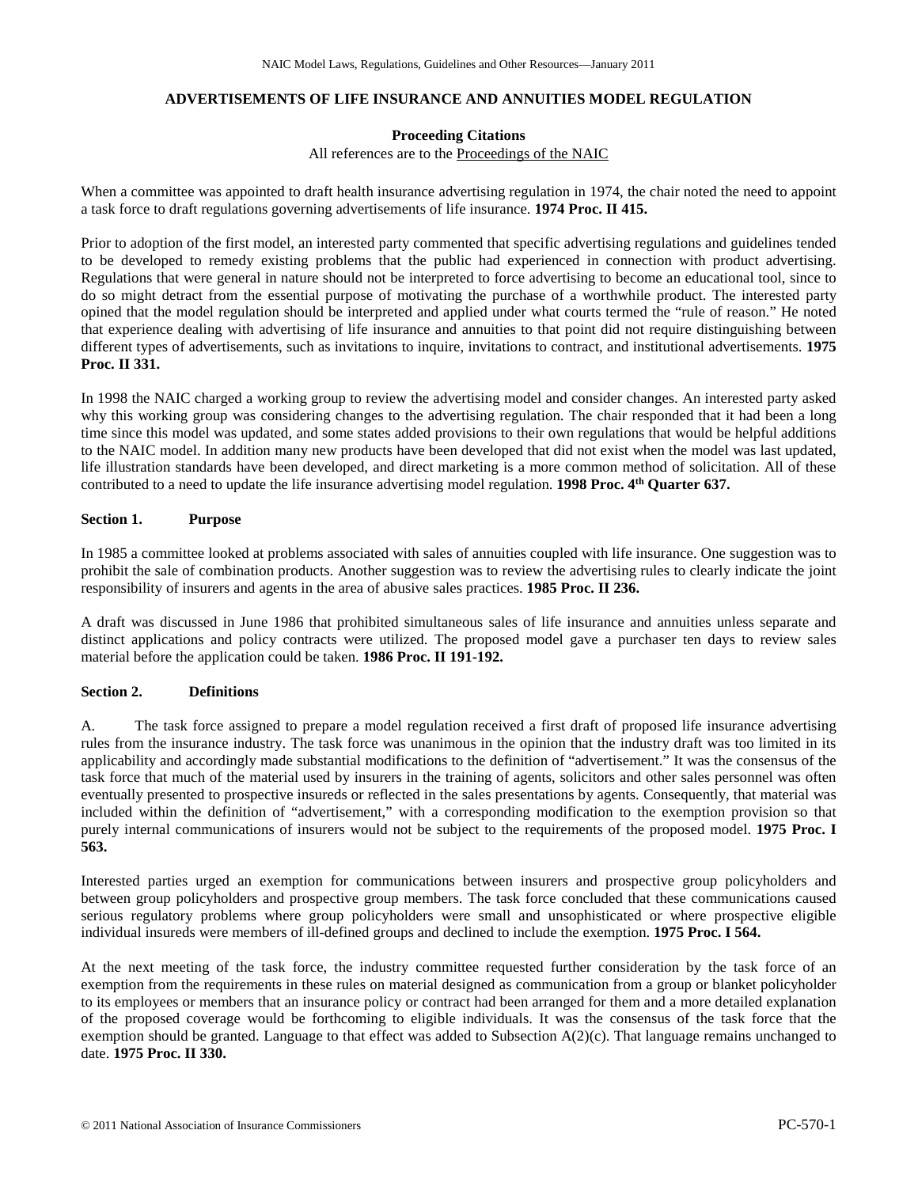# ADVERTISEMENTS OF LIFE INSURANCE AND ANNUITIES MODEL REGULATION

**Proceeding Citations**

All references are to the Proceedings of the NAIC

When a committee was appointed to draft health insurance advertising regulation in 1974, the chair noted the need to appoint a task force to draft regulations governing advertisements of life insurance. **1974 Proc. II 415.**

Prior to adoption of the first model, an interested party commented that specific advertising regulations and guidelines tended to be developed to remedy existing problems that the public had experienced in connection with product advertising. Regulations that were general in nature should not be interpreted to force advertising to become an educational tool, since to do so might detract from the essential purpose of motivating the purchase of a worthwhile product. The interested party opined that the model regulation should be interpreted and applied under what courts termed the "rule of reason." He noted that experience dealing with advertising of life insurance and annuities to that point did not require distinguishing between different types of advertisements, such as invitations to inquire, invitations to contract, and institutional advertisements. **1975 Proc. II 331.**

In 1998 the NAIC charged a working group to review the advertising model and consider changes. An interested party asked why this working group was considering changes to the advertising regulation. The chair responded that it had been a long time since this model was updated, and some states added provisions to their own regulations that would be helpful additions to the NAIC model. In addition many new products have been developed that did not exist when the model was last updated, life illustration standards have been developed, and direct marketing is a more common method of solicitation. All of these contributed to a need to update the life insurance advertising model regulation. **1998 Proc. 4th Quarter 637.**

## Section 1. Purpose

In 1985 a committee looked at problems associated with sales of annuities coupled with life insurance. One suggestion was to prohibit the sale of combination products. Another suggestion was to review the advertising rules to clearly indicate the joint responsibility of insurers and agents in the area of abusive sales practices. **1985 Proc. II 236.**

A draft was discussed in June 1986 that prohibited simultaneous sales of life insurance and annuities unless separate and distinct applications and policy contracts were utilized. The proposed model gave a purchaser ten days to review sales material before the application could be taken. **1986 Proc. II 191-192.**

## Section 2. Definitions

A. The task force assigned to prepare a model regulation received a first draft of proposed life insurance advertising rules from the insurance industry. The task force was unanimous in the opinion that the industry draft was too limited in its applicability and accordingly made substantial modifications to the definition of "advertisement." It was the consensus of the task force that much of the material used by insurers in the training of agents, solicitors and other sales personnel was often eventually presented to prospective insureds or reflected in the sales presentations by agents. Consequently, that material was included within the definition of "advertisement," with a corresponding modification to the exemption provision so that purely internal communications of insurers would not be subject to the requirements of the proposed model. **1975 Proc. I 563.**

Interested parties urged an exemption for communications between insurers and prospective group policyholders and between group policyholders and prospective group members. The task force concluded that these communications caused serious regulatory problems where group policyholders were small and unsophisticated or where prospective eligible individual insureds were members of ill-defined groups and declined to include the exemption. **1975 Proc. I 564.**

At the next meeting of the task force, the industry committee requested further consideration by the task force of an exemption from the requirements in these rules on material designed as communication from a group or blanket policyholder to its employees or members that an insurance policy or contract had been arranged for them and a more detailed explanation of the proposed coverage would be forthcoming to eligible individuals. It was the consensus of the task force that the exemption should be granted. Language to that effect was added to Subsection A(2)(c). That language remains unchanged to date. **1975 Proc. II 330.**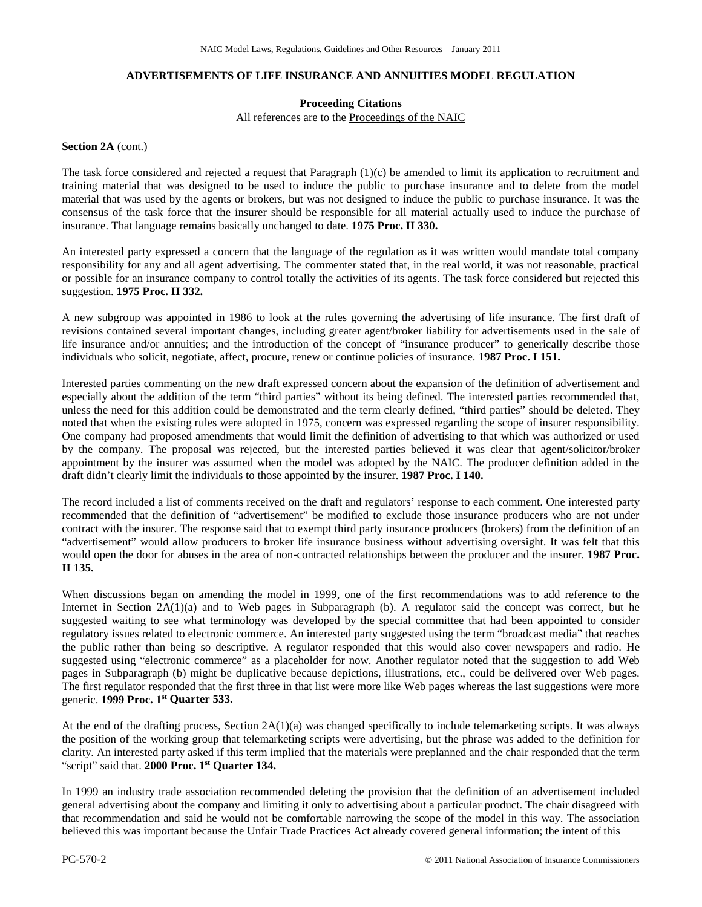## ADVERTISEMENTS OF LIFE INSURANCE AND ANNUITIES MODEL REGULATION

**Proceeding Citations**

All references are to the Proceedings of the NAIC

**Section 2A** (cont.)

The task force considered and rejected a request that Paragraph (1)(c) be amended to limit its application to recruitment and training material that was designed to be used to induce the public to purchase insurance and to delete from the model material that was used by the agents or brokers, but was not designed to induce the public to purchase insurance. It was the consensus of the task force that the insurer should be responsible for all material actually used to induce the purchase of insurance. That language remains basically unchanged to date. **1975 Proc. II 330.**

An interested party expressed a concern that the language of the regulation as it was written would mandate total company responsibility for any and all agent advertising. The commenter stated that, in the real world, it was not reasonable, practical or possible for an insurance company to control totally the activities of its agents. The task force considered but rejected this suggestion. **1975 Proc. II 332.**

A new subgroup was appointed in 1986 to look at the rules governing the advertising of life insurance. The first draft of revisions contained several important changes, including greater agent/broker liability for advertisements used in the sale of life insurance and/or annuities; and the introduction of the concept of "insurance producer" to generically describe those individuals who solicit, negotiate, affect, procure, renew or continue policies of insurance. **1987 Proc. I 151.**

Interested parties commenting on the new draft expressed concern about the expansion of the definition of advertisement and especially about the addition of the term "third parties" without its being defined. The interested parties recommended that, unless the need for this addition could be demonstrated and the term clearly defined, "third parties" should be deleted. They noted that when the existing rules were adopted in 1975, concern was expressed regarding the scope of insurer responsibility. One company had proposed amendments that would limit the definition of advertising to that which was authorized or used by the company. The proposal was rejected, but the interested parties believed it was clear that agent/solicitor/broker appointment by the insurer was assumed when the model was adopted by the NAIC. The producer definition added in the draft didn't clearly limit the individuals to those appointed by the insurer. **1987 Proc. I 140.**

The record included a list of comments received on the draft and regulators' response to each comment. One interested party recommended that the definition of "advertisement" be modified to exclude those insurance producers who are not under contract with the insurer. The response said that to exempt third party insurance producers (brokers) from the definition of an "advertisement" would allow producers to broker life insurance business without advertising oversight. It was felt that this would open the door for abuses in the area of non-contracted relationships between the producer and the insurer. **1987 Proc. II 135.**

When discussions began on amending the model in 1999, one of the first recommendations was to add reference to the Internet in Section 2A(1)(a) and to Web pages in Subparagraph (b). A regulator said the concept was correct, but he suggested waiting to see what terminology was developed by the special committee that had been appointed to consider regulatory issues related to electronic commerce. An interested party suggested using the term "broadcast media" that reaches the public rather than being so descriptive. A regulator responded that this would also cover newspapers and radio. He suggested using "electronic commerce" as a placeholder for now. Another regulator noted that the suggestion to add Web pages in Subparagraph (b) might be duplicative because depictions, illustrations, etc., could be delivered over Web pages. The first regulator responded that the first three in that list were more like Web pages whereas the last suggestions were more generic. **1999 Proc. 1st Quarter 533.**

At the end of the drafting process, Section 2A(1)(a) was changed specifically to include telemarketing scripts. It was always the position of the working group that telemarketing scripts were advertising, but the phrase was added to the definition for clarity. An interested party asked if this term implied that the materials were preplanned and the chair responded that the term "script" said that. **2000 Proc. 1st Quarter 134.**

In 1999 an industry trade association recommended deleting the provision that the definition of an advertisement included general advertising about the company and limiting it only to advertising about a particular product. The chair disagreed with that recommendation and said he would not be comfortable narrowing the scope of the model in this way. The association believed this was important because the Unfair Trade Practices Act already covered general information; the intent of this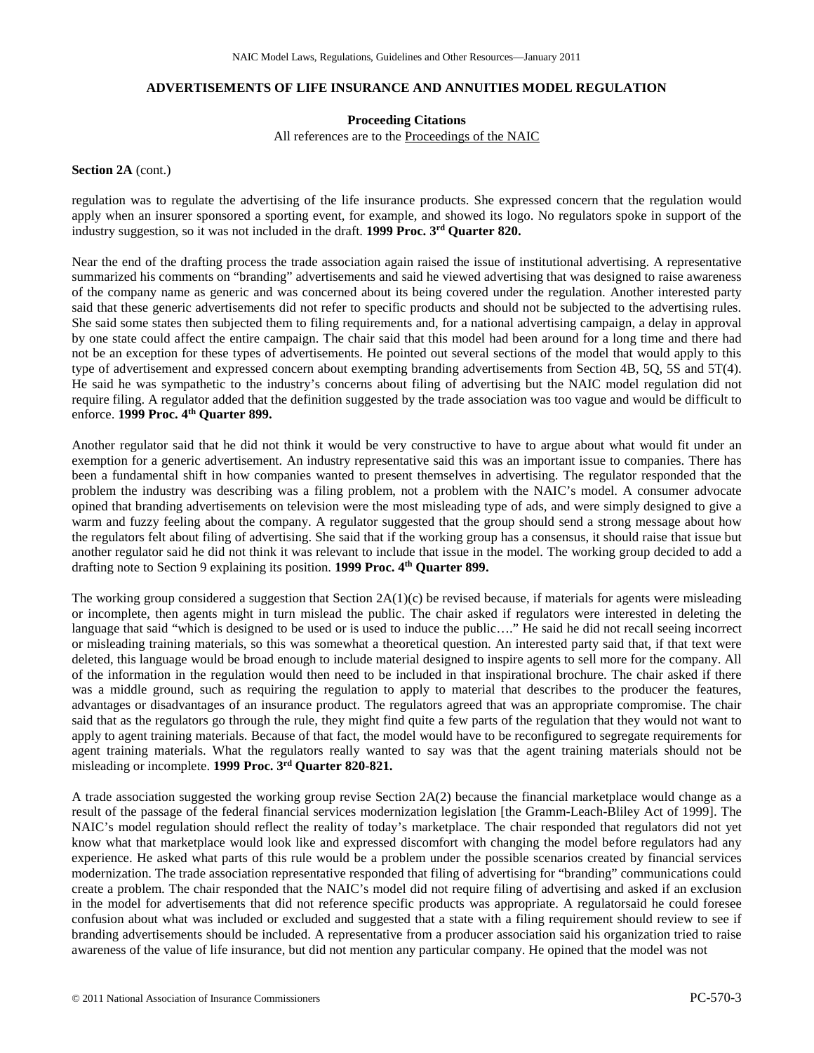## ADVERTISEMENTS OF LIFE INSURANCE AND ANNUITIES MODEL REGULATION

**Proceeding Citations**

All references are to the Proceedings of the NAIC

**Section 2A** (cont.)

regulation was to regulate the advertising of the life insurance products. She expressed concern that the regulation would apply when an insurer sponsored a sporting event, for example, and showed its logo. No regulators spoke in support of the industry suggestion, so it was not included in the draft. **1999 Proc. 3rd Quarter 820.**

Near the end of the drafting process the trade association again raised the issue of institutional advertising. A representative summarized his comments on "branding" advertisements and said he viewed advertising that was designed to raise awareness of the company name as generic and was concerned about its being covered under the regulation. Another interested party said that these generic advertisements did not refer to specific products and should not be subjected to the advertising rules. She said some states then subjected them to filing requirements and, for a national advertising campaign, a delay in approval by one state could affect the entire campaign. The chair said that this model had been around for a long time and there had not be an exception for these types of advertisements. He pointed out several sections of the model that would apply to this type of advertisement and expressed concern about exempting branding advertisements from Section 4B, 5Q, 5S and 5T(4). He said he was sympathetic to the industry's concerns about filing of advertising but the NAIC model regulation did not require filing. A regulator added that the definition suggested by the trade association was too vague and would be difficult to enforce. **1999 Proc. 4th Quarter 899.**

Another regulator said that he did not think it would be very constructive to have to argue about what would fit under an exemption for a generic advertisement. An industry representative said this was an important issue to companies. There has been a fundamental shift in how companies wanted to present themselves in advertising. The regulator responded that the problem the industry was describing was a filing problem, not a problem with the NAIC's model. A consumer advocate opined that branding advertisements on television were the most misleading type of ads, and were simply designed to give a warm and fuzzy feeling about the company. A regulator suggested that the group should send a strong message about how the regulators felt about filing of advertising. She said that if the working group has a consensus, it should raise that issue but another regulator said he did not think it was relevant to include that issue in the model. The working group decided to add a drafting note to Section 9 explaining its position. **1999 Proc. 4th Quarter 899.**

The working group considered a suggestion that Section 2A(1)(c) be revised because, if materials for agents were misleading or incomplete, then agents might in turn mislead the public. The chair asked if regulators were interested in deleting the language that said "which is designed to be used or is used to induce the public…." He said he did not recall seeing incorrect or misleading training materials, so this was somewhat a theoretical question. An interested party said that, if that text were deleted, this language would be broad enough to include material designed to inspire agents to sell more for the company. All of the information in the regulation would then need to be included in that inspirational brochure. The chair asked if there was a middle ground, such as requiring the regulation to apply to material that describes to the producer the features, advantages or disadvantages of an insurance product. The regulators agreed that was an appropriate compromise. The chair said that as the regulators go through the rule, they might find quite a few parts of the regulation that they would not want to apply to agent training materials. Because of that fact, the model would have to be reconfigured to segregate requirements for agent training materials. What the regulators really wanted to say was that the agent training materials should not be misleading or incomplete. **1999 Proc. 3rd Quarter 820-821.**

A trade association suggested the working group revise Section 2A(2) because the financial marketplace would change as a result of the passage of the federal financial services modernization legislation [the Gramm-Leach-Bliley Act of 1999]. The NAIC's model regulation should reflect the reality of today's marketplace. The chair responded that regulators did not yet know what that marketplace would look like and expressed discomfort with changing the model before regulators had any experience. He asked what parts of this rule would be a problem under the possible scenarios created by financial services modernization. The trade association representative responded that filing of advertising for "branding" communications could create a problem. The chair responded that the NAIC's model did not require filing of advertising and asked if an exclusion in the model for advertisements that did not reference specific products was appropriate. A regulatorsaid he could foresee confusion about what was included or excluded and suggested that a state with a filing requirement should review to see if branding advertisements should be included. A representative from a producer association said his organization tried to raise awareness of the value of life insurance, but did not mention any particular company. He opined that the model was not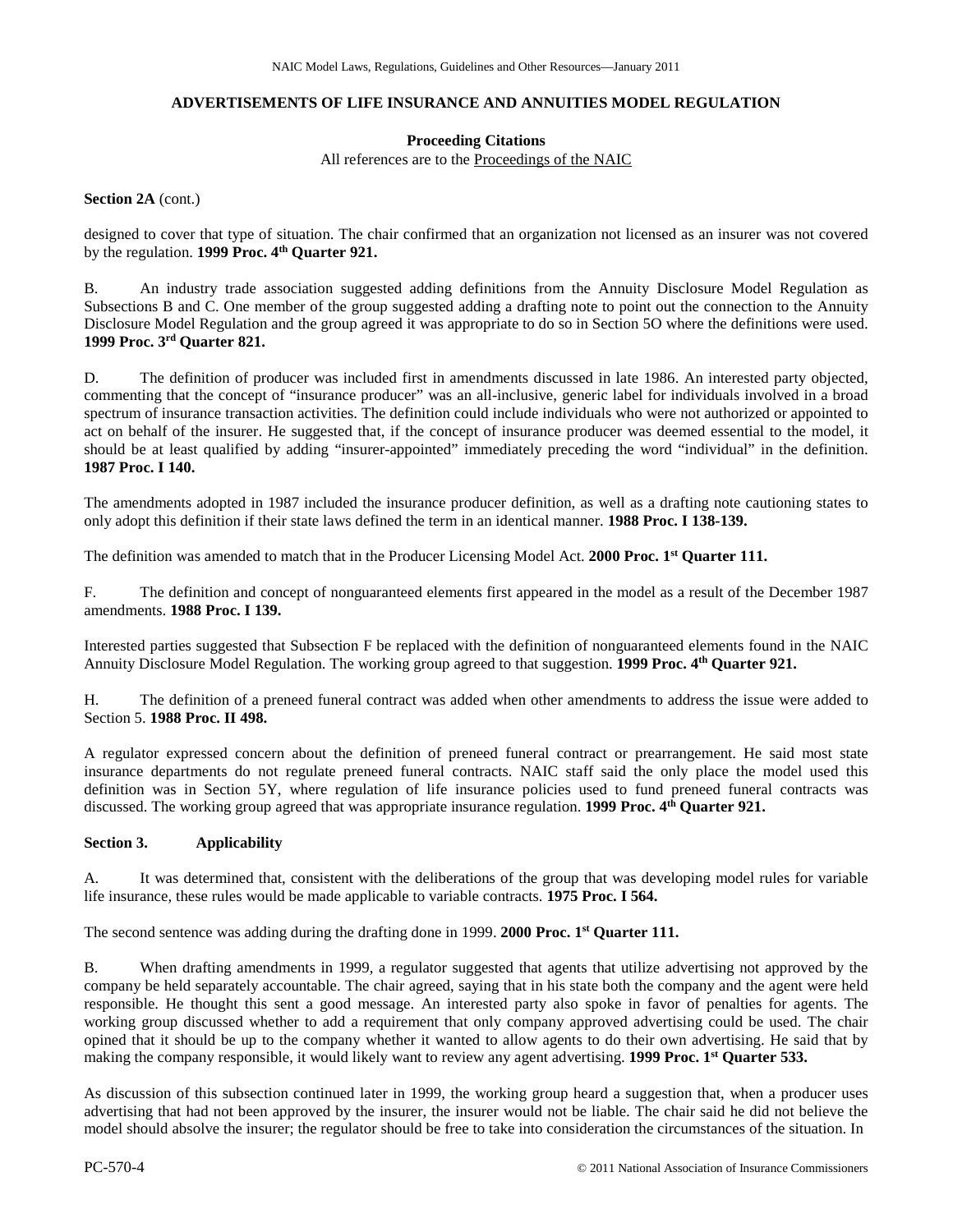**ADVERTISEMENTS OF LIFE INSURANCE AND ANNUITIES MODEL REGULATION**

**Proceeding Citations**
All references are to the Proceedings of the NAIC

**Section 2A** (cont.)

designed to cover that type of situation. The chair confirmed that an organization not licensed as an insurer was not covered by the regulation. **1999 Proc. 4th Quarter 921.**

B. An industry trade association suggested adding definitions from the Annuity Disclosure Model Regulation as Subsections B and C. One member of the group suggested adding a drafting note to point out the connection to the Annuity Disclosure Model Regulation and the group agreed it was appropriate to do so in Section 5O where the definitions were used. **1999 Proc. 3rd Quarter 821.**

D. The definition of producer was included first in amendments discussed in late 1986. An interested party objected, commenting that the concept of "insurance producer" was an all-inclusive, generic label for individuals involved in a broad spectrum of insurance transaction activities. The definition could include individuals who were not authorized or appointed to act on behalf of the insurer. He suggested that, if the concept of insurance producer was deemed essential to the model, it should be at least qualified by adding "insurer-appointed" immediately preceding the word "individual" in the definition. **1987 Proc. I 140.**

The amendments adopted in 1987 included the insurance producer definition, as well as a drafting note cautioning states to only adopt this definition if their state laws defined the term in an identical manner. **1988 Proc. I 138-139.**

The definition was amended to match that in the Producer Licensing Model Act. **2000 Proc. 1st Quarter 111.**

F. The definition and concept of nonguaranteed elements first appeared in the model as a result of the December 1987 amendments. **1988 Proc. I 139.**

Interested parties suggested that Subsection F be replaced with the definition of nonguaranteed elements found in the NAIC Annuity Disclosure Model Regulation. The working group agreed to that suggestion. **1999 Proc. 4th Quarter 921.**

H. The definition of a preneed funeral contract was added when other amendments to address the issue were added to Section 5. **1988 Proc. II 498.**

A regulator expressed concern about the definition of preneed funeral contract or prearrangement. He said most state insurance departments do not regulate preneed funeral contracts. NAIC staff said the only place the model used this definition was in Section 5Y, where regulation of life insurance policies used to fund preneed funeral contracts was discussed. The working group agreed that was appropriate insurance regulation. **1999 Proc. 4th Quarter 921.**

**Section 3. Applicability**

A. It was determined that, consistent with the deliberations of the group that was developing model rules for variable life insurance, these rules would be made applicable to variable contracts. **1975 Proc. I 564.**

The second sentence was adding during the drafting done in 1999. **2000 Proc. 1st Quarter 111.**

B. When drafting amendments in 1999, a regulator suggested that agents that utilize advertising not approved by the company be held separately accountable. The chair agreed, saying that in his state both the company and the agent were held responsible. He thought this sent a good message. An interested party also spoke in favor of penalties for agents. The working group discussed whether to add a requirement that only company approved advertising could be used. The chair opined that it should be up to the company whether it wanted to allow agents to do their own advertising. He said that by making the company responsible, it would likely want to review any agent advertising. **1999 Proc. 1st Quarter 533.**

As discussion of this subsection continued later in 1999, the working group heard a suggestion that, when a producer uses advertising that had not been approved by the insurer, the insurer would not be liable. The chair said he did not believe the model should absolve the insurer; the regulator should be free to take into consideration the circumstances of the situation. In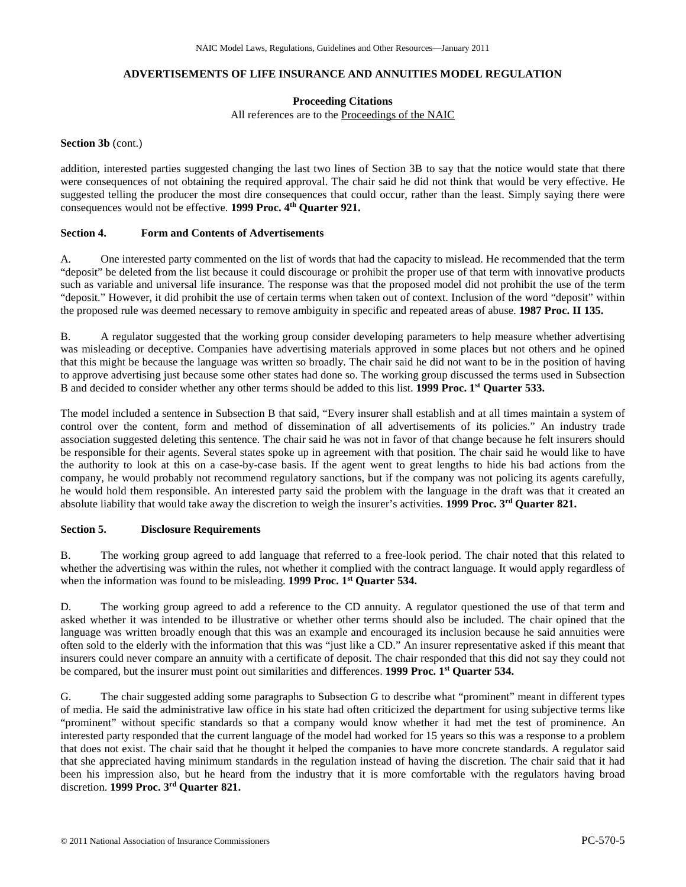## ADVERTISEMENTS OF LIFE INSURANCE AND ANNUITIES MODEL REGULATION

**Proceeding Citations**

All references are to the Proceedings of the NAIC

**Section 3b** (cont.)

addition, interested parties suggested changing the last two lines of Section 3B to say that the notice would state that there were consequences of not obtaining the required approval. The chair said he did not think that would be very effective. He suggested telling the producer the most dire consequences that could occur, rather than the least. Simply saying there were consequences would not be effective. **1999 Proc. 4th Quarter 921.**

**Section 4. Form and Contents of Advertisements**

A. One interested party commented on the list of words that had the capacity to mislead. He recommended that the term "deposit" be deleted from the list because it could discourage or prohibit the proper use of that term with innovative products such as variable and universal life insurance. The response was that the proposed model did not prohibit the use of the term "deposit." However, it did prohibit the use of certain terms when taken out of context. Inclusion of the word "deposit" within the proposed rule was deemed necessary to remove ambiguity in specific and repeated areas of abuse. **1987 Proc. II 135.**

B. A regulator suggested that the working group consider developing parameters to help measure whether advertising was misleading or deceptive. Companies have advertising materials approved in some places but not others and he opined that this might be because the language was written so broadly. The chair said he did not want to be in the position of having to approve advertising just because some other states had done so. The working group discussed the terms used in Subsection B and decided to consider whether any other terms should be added to this list. **1999 Proc. 1st Quarter 533.**

The model included a sentence in Subsection B that said, "Every insurer shall establish and at all times maintain a system of control over the content, form and method of dissemination of all advertisements of its policies." An industry trade association suggested deleting this sentence. The chair said he was not in favor of that change because he felt insurers should be responsible for their agents. Several states spoke up in agreement with that position. The chair said he would like to have the authority to look at this on a case-by-case basis. If the agent went to great lengths to hide his bad actions from the company, he would probably not recommend regulatory sanctions, but if the company was not policing its agents carefully, he would hold them responsible. An interested party said the problem with the language in the draft was that it created an absolute liability that would take away the discretion to weigh the insurer's activities. **1999 Proc. 3rd Quarter 821.**

**Section 5. Disclosure Requirements**

B. The working group agreed to add language that referred to a free-look period. The chair noted that this related to whether the advertising was within the rules, not whether it complied with the contract language. It would apply regardless of when the information was found to be misleading. **1999 Proc. 1st Quarter 534.**

D. The working group agreed to add a reference to the CD annuity. A regulator questioned the use of that term and asked whether it was intended to be illustrative or whether other terms should also be included. The chair opined that the language was written broadly enough that this was an example and encouraged its inclusion because he said annuities were often sold to the elderly with the information that this was "just like a CD." An insurer representative asked if this meant that insurers could never compare an annuity with a certificate of deposit. The chair responded that this did not say they could not be compared, but the insurer must point out similarities and differences. **1999 Proc. 1st Quarter 534.**

G. The chair suggested adding some paragraphs to Subsection G to describe what "prominent" meant in different types of media. He said the administrative law office in his state had often criticized the department for using subjective terms like "prominent" without specific standards so that a company would know whether it had met the test of prominence. An interested party responded that the current language of the model had worked for 15 years so this was a response to a problem that does not exist. The chair said that he thought it helped the companies to have more concrete standards. A regulator said that she appreciated having minimum standards in the regulation instead of having the discretion. The chair said that it had been his impression also, but he heard from the industry that it is more comfortable with the regulators having broad discretion. **1999 Proc. 3rd Quarter 821.**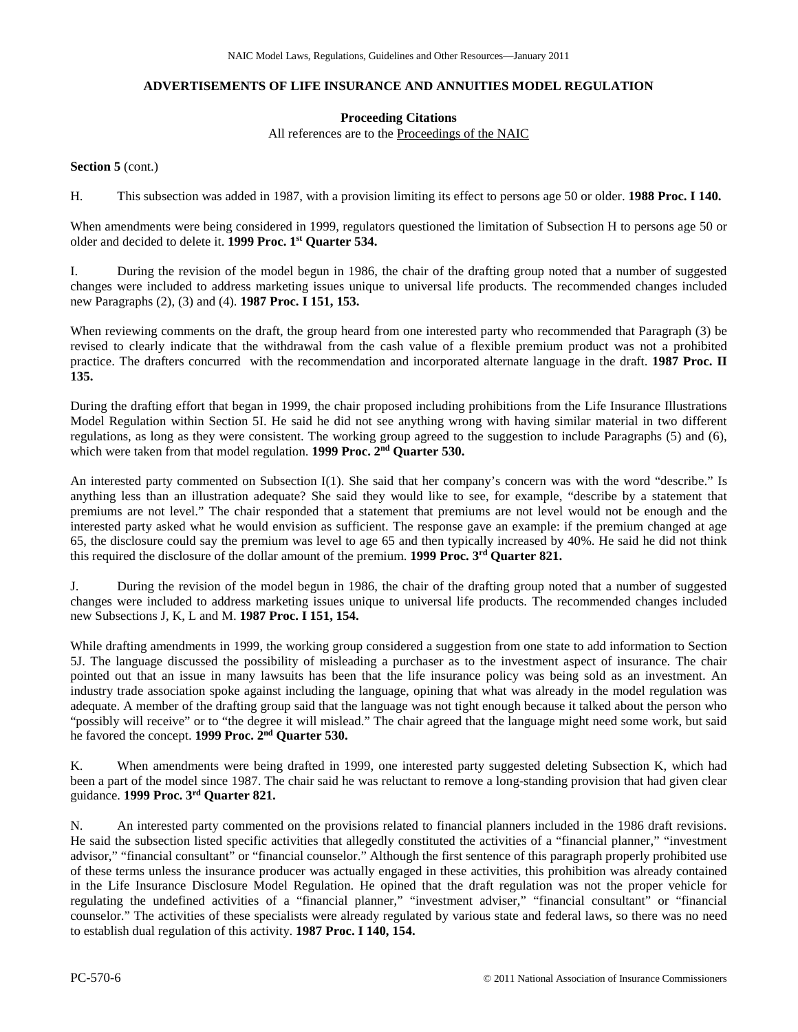## ADVERTISEMENTS OF LIFE INSURANCE AND ANNUITIES MODEL REGULATION

**Proceeding Citations**

All references are to the Proceedings of the NAIC

**Section 5** (cont.)

H. This subsection was added in 1987, with a provision limiting its effect to persons age 50 or older. **1988 Proc. I 140.**

When amendments were being considered in 1999, regulators questioned the limitation of Subsection H to persons age 50 or older and decided to delete it. **1999 Proc. 1st Quarter 534.**

I. During the revision of the model begun in 1986, the chair of the drafting group noted that a number of suggested changes were included to address marketing issues unique to universal life products. The recommended changes included new Paragraphs (2), (3) and (4). **1987 Proc. I 151, 153.**

When reviewing comments on the draft, the group heard from one interested party who recommended that Paragraph (3) be revised to clearly indicate that the withdrawal from the cash value of a flexible premium product was not a prohibited practice. The drafters concurred with the recommendation and incorporated alternate language in the draft. **1987 Proc. II 135.**

During the drafting effort that began in 1999, the chair proposed including prohibitions from the Life Insurance Illustrations Model Regulation within Section 5I. He said he did not see anything wrong with having similar material in two different regulations, as long as they were consistent. The working group agreed to the suggestion to include Paragraphs (5) and (6), which were taken from that model regulation. **1999 Proc. 2nd Quarter 530.**

An interested party commented on Subsection I(1). She said that her company's concern was with the word "describe." Is anything less than an illustration adequate? She said they would like to see, for example, "describe by a statement that premiums are not level." The chair responded that a statement that premiums are not level would not be enough and the interested party asked what he would envision as sufficient. The response gave an example: if the premium changed at age 65, the disclosure could say the premium was level to age 65 and then typically increased by 40%. He said he did not think this required the disclosure of the dollar amount of the premium. **1999 Proc. 3rd Quarter 821.**

J. During the revision of the model begun in 1986, the chair of the drafting group noted that a number of suggested changes were included to address marketing issues unique to universal life products. The recommended changes included new Subsections J, K, L and M. **1987 Proc. I 151, 154.**

While drafting amendments in 1999, the working group considered a suggestion from one state to add information to Section 5J. The language discussed the possibility of misleading a purchaser as to the investment aspect of insurance. The chair pointed out that an issue in many lawsuits has been that the life insurance policy was being sold as an investment. An industry trade association spoke against including the language, opining that what was already in the model regulation was adequate. A member of the drafting group said that the language was not tight enough because it talked about the person who "possibly will receive" or to "the degree it will mislead." The chair agreed that the language might need some work, but said he favored the concept. **1999 Proc. 2nd Quarter 530.**

K. When amendments were being drafted in 1999, one interested party suggested deleting Subsection K, which had been a part of the model since 1987. The chair said he was reluctant to remove a long-standing provision that had given clear guidance. **1999 Proc. 3rd Quarter 821.**

N. An interested party commented on the provisions related to financial planners included in the 1986 draft revisions. He said the subsection listed specific activities that allegedly constituted the activities of a "financial planner," "investment advisor," "financial consultant" or "financial counselor." Although the first sentence of this paragraph properly prohibited use of these terms unless the insurance producer was actually engaged in these activities, this prohibition was already contained in the Life Insurance Disclosure Model Regulation. He opined that the draft regulation was not the proper vehicle for regulating the undefined activities of a "financial planner," "investment adviser," "financial consultant" or "financial counselor." The activities of these specialists were already regulated by various state and federal laws, so there was no need to establish dual regulation of this activity. **1987 Proc. I 140, 154.**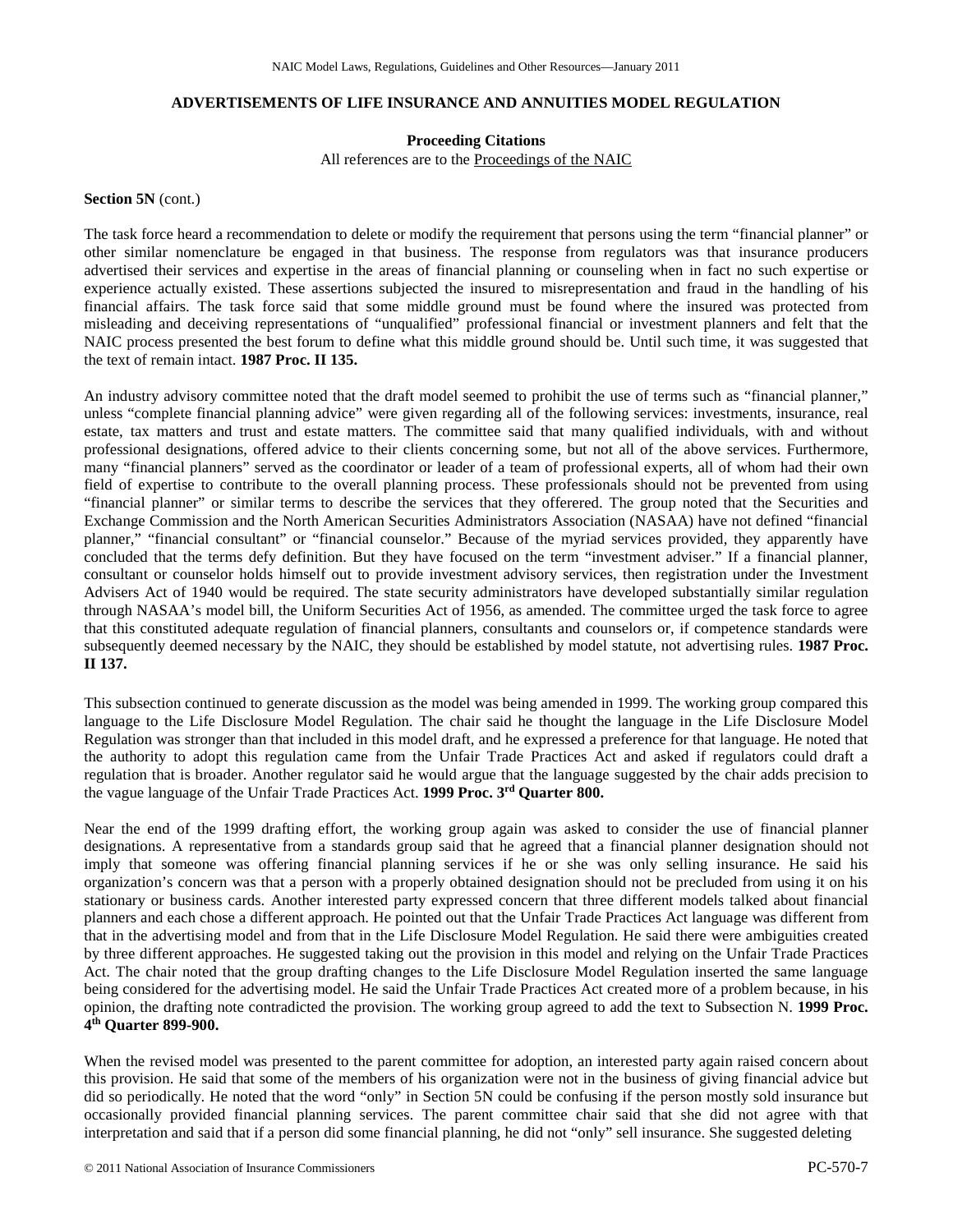## ADVERTISEMENTS OF LIFE INSURANCE AND ANNUITIES MODEL REGULATION

**Proceeding Citations**

All references are to the Proceedings of the NAIC

**Section 5N** (cont.)

The task force heard a recommendation to delete or modify the requirement that persons using the term "financial planner" or other similar nomenclature be engaged in that business. The response from regulators was that insurance producers advertised their services and expertise in the areas of financial planning or counseling when in fact no such expertise or experience actually existed. These assertions subjected the insured to misrepresentation and fraud in the handling of his financial affairs. The task force said that some middle ground must be found where the insured was protected from misleading and deceiving representations of "unqualified" professional financial or investment planners and felt that the NAIC process presented the best forum to define what this middle ground should be. Until such time, it was suggested that the text of remain intact. **1987 Proc. II 135.**

An industry advisory committee noted that the draft model seemed to prohibit the use of terms such as "financial planner," unless "complete financial planning advice" were given regarding all of the following services: investments, insurance, real estate, tax matters and trust and estate matters. The committee said that many qualified individuals, with and without professional designations, offered advice to their clients concerning some, but not all of the above services. Furthermore, many "financial planners" served as the coordinator or leader of a team of professional experts, all of whom had their own field of expertise to contribute to the overall planning process. These professionals should not be prevented from using "financial planner" or similar terms to describe the services that they offerered. The group noted that the Securities and Exchange Commission and the North American Securities Administrators Association (NASAA) have not defined "financial planner," "financial consultant" or "financial counselor." Because of the myriad services provided, they apparently have concluded that the terms defy definition. But they have focused on the term "investment adviser." If a financial planner, consultant or counselor holds himself out to provide investment advisory services, then registration under the Investment Advisers Act of 1940 would be required. The state security administrators have developed substantially similar regulation through NASAA's model bill, the Uniform Securities Act of 1956, as amended. The committee urged the task force to agree that this constituted adequate regulation of financial planners, consultants and counselors or, if competence standards were subsequently deemed necessary by the NAIC, they should be established by model statute, not advertising rules. **1987 Proc. II 137.**

This subsection continued to generate discussion as the model was being amended in 1999. The working group compared this language to the Life Disclosure Model Regulation. The chair said he thought the language in the Life Disclosure Model Regulation was stronger than that included in this model draft, and he expressed a preference for that language. He noted that the authority to adopt this regulation came from the Unfair Trade Practices Act and asked if regulators could draft a regulation that is broader. Another regulator said he would argue that the language suggested by the chair adds precision to the vague language of the Unfair Trade Practices Act. **1999 Proc. 3rd Quarter 800.**

Near the end of the 1999 drafting effort, the working group again was asked to consider the use of financial planner designations. A representative from a standards group said that he agreed that a financial planner designation should not imply that someone was offering financial planning services if he or she was only selling insurance. He said his organization's concern was that a person with a properly obtained designation should not be precluded from using it on his stationary or business cards. Another interested party expressed concern that three different models talked about financial planners and each chose a different approach. He pointed out that the Unfair Trade Practices Act language was different from that in the advertising model and from that in the Life Disclosure Model Regulation. He said there were ambiguities created by three different approaches. He suggested taking out the provision in this model and relying on the Unfair Trade Practices Act. The chair noted that the group drafting changes to the Life Disclosure Model Regulation inserted the same language being considered for the advertising model. He said the Unfair Trade Practices Act created more of a problem because, in his opinion, the drafting note contradicted the provision. The working group agreed to add the text to Subsection N. **1999 Proc. 4th Quarter 899-900.**

When the revised model was presented to the parent committee for adoption, an interested party again raised concern about this provision. He said that some of the members of his organization were not in the business of giving financial advice but did so periodically. He noted that the word "only" in Section 5N could be confusing if the person mostly sold insurance but occasionally provided financial planning services. The parent committee chair said that she did not agree with that interpretation and said that if a person did some financial planning, he did not "only" sell insurance. She suggested deleting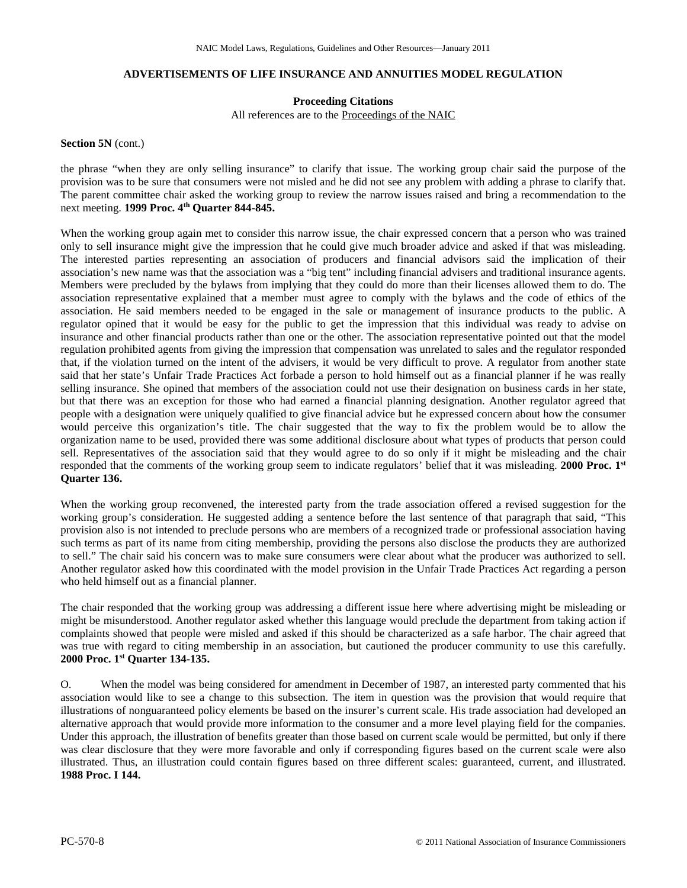**ADVERTISEMENTS OF LIFE INSURANCE AND ANNUITIES MODEL REGULATION**

**Proceeding Citations**

All references are to the Proceedings of the NAIC

**Section 5N** (cont.)

the phrase "when they are only selling insurance" to clarify that issue. The working group chair said the purpose of the provision was to be sure that consumers were not misled and he did not see any problem with adding a phrase to clarify that. The parent committee chair asked the working group to review the narrow issues raised and bring a recommendation to the next meeting. **1999 Proc. 4th Quarter 844-845.**

When the working group again met to consider this narrow issue, the chair expressed concern that a person who was trained only to sell insurance might give the impression that he could give much broader advice and asked if that was misleading. The interested parties representing an association of producers and financial advisors said the implication of their association's new name was that the association was a "big tent" including financial advisers and traditional insurance agents. Members were precluded by the bylaws from implying that they could do more than their licenses allowed them to do. The association representative explained that a member must agree to comply with the bylaws and the code of ethics of the association. He said members needed to be engaged in the sale or management of insurance products to the public. A regulator opined that it would be easy for the public to get the impression that this individual was ready to advise on insurance and other financial products rather than one or the other. The association representative pointed out that the model regulation prohibited agents from giving the impression that compensation was unrelated to sales and the regulator responded that, if the violation turned on the intent of the advisers, it would be very difficult to prove. A regulator from another state said that her state's Unfair Trade Practices Act forbade a person to hold himself out as a financial planner if he was really selling insurance. She opined that members of the association could not use their designation on business cards in her state, but that there was an exception for those who had earned a financial planning designation. Another regulator agreed that people with a designation were uniquely qualified to give financial advice but he expressed concern about how the consumer would perceive this organization's title. The chair suggested that the way to fix the problem would be to allow the organization name to be used, provided there was some additional disclosure about what types of products that person could sell. Representatives of the association said that they would agree to do so only if it might be misleading and the chair responded that the comments of the working group seem to indicate regulators' belief that it was misleading. **2000 Proc. 1st Quarter 136.**

When the working group reconvened, the interested party from the trade association offered a revised suggestion for the working group's consideration. He suggested adding a sentence before the last sentence of that paragraph that said, "This provision also is not intended to preclude persons who are members of a recognized trade or professional association having such terms as part of its name from citing membership, providing the persons also disclose the products they are authorized to sell." The chair said his concern was to make sure consumers were clear about what the producer was authorized to sell. Another regulator asked how this coordinated with the model provision in the Unfair Trade Practices Act regarding a person who held himself out as a financial planner.

The chair responded that the working group was addressing a different issue here where advertising might be misleading or might be misunderstood. Another regulator asked whether this language would preclude the department from taking action if complaints showed that people were misled and asked if this should be characterized as a safe harbor. The chair agreed that was true with regard to citing membership in an association, but cautioned the producer community to use this carefully. **2000 Proc. 1st Quarter 134-135.**

O. When the model was being considered for amendment in December of 1987, an interested party commented that his association would like to see a change to this subsection. The item in question was the provision that would require that illustrations of nonguaranteed policy elements be based on the insurer's current scale. His trade association had developed an alternative approach that would provide more information to the consumer and a more level playing field for the companies. Under this approach, the illustration of benefits greater than those based on current scale would be permitted, but only if there was clear disclosure that they were more favorable and only if corresponding figures based on the current scale were also illustrated. Thus, an illustration could contain figures based on three different scales: guaranteed, current, and illustrated. **1988 Proc. I 144.**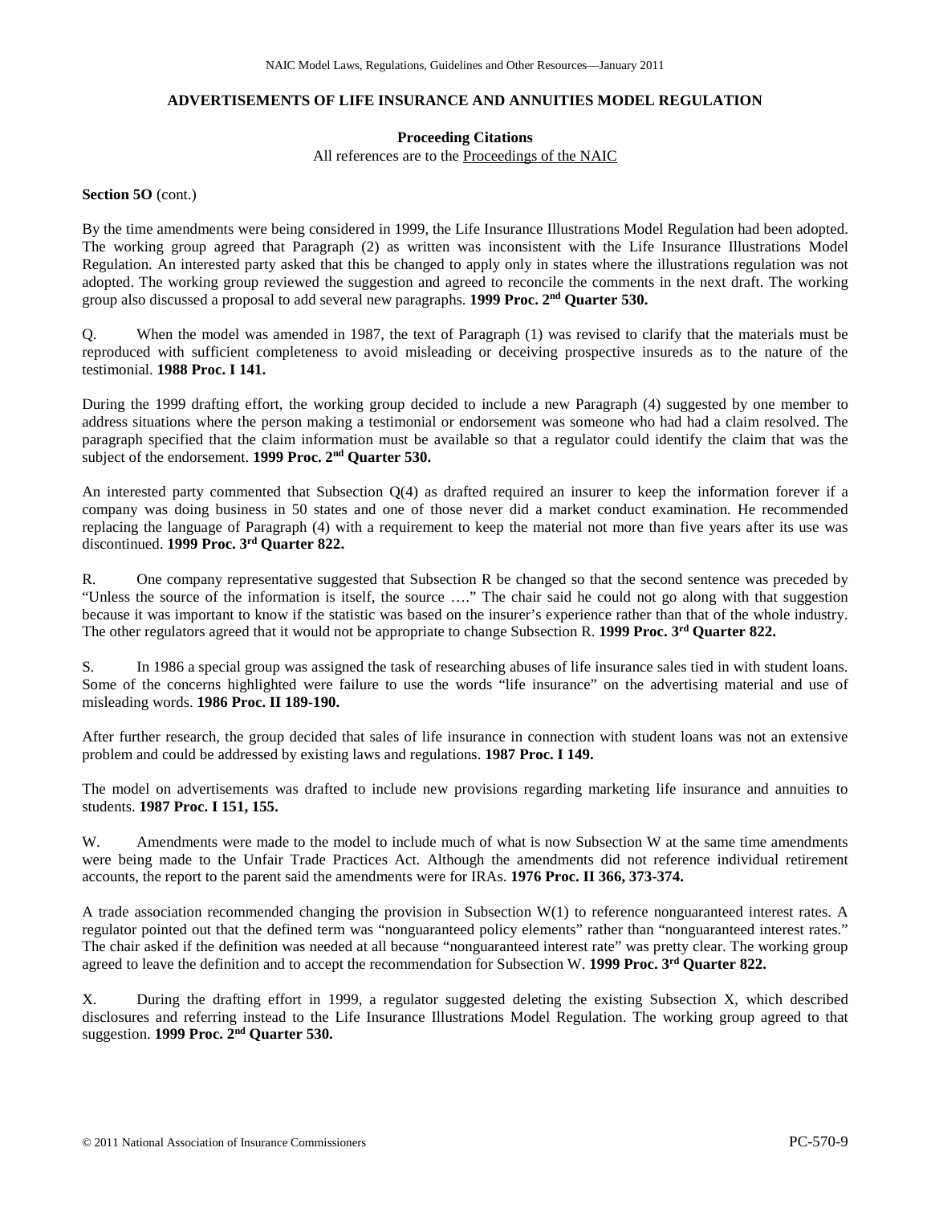## ADVERTISEMENTS OF LIFE INSURANCE AND ANNUITIES MODEL REGULATION

**Proceeding Citations**

All references are to the Proceedings of the NAIC

**Section 5O** (cont.)

By the time amendments were being considered in 1999, the Life Insurance Illustrations Model Regulation had been adopted. The working group agreed that Paragraph (2) as written was inconsistent with the Life Insurance Illustrations Model Regulation. An interested party asked that this be changed to apply only in states where the illustrations regulation was not adopted. The working group reviewed the suggestion and agreed to reconcile the comments in the next draft. The working group also discussed a proposal to add several new paragraphs. **1999 Proc. 2nd Quarter 530.**

Q. When the model was amended in 1987, the text of Paragraph (1) was revised to clarify that the materials must be reproduced with sufficient completeness to avoid misleading or deceiving prospective insureds as to the nature of the testimonial. **1988 Proc. I 141.**

During the 1999 drafting effort, the working group decided to include a new Paragraph (4) suggested by one member to address situations where the person making a testimonial or endorsement was someone who had had a claim resolved. The paragraph specified that the claim information must be available so that a regulator could identify the claim that was the subject of the endorsement. **1999 Proc. 2nd Quarter 530.**

An interested party commented that Subsection Q(4) as drafted required an insurer to keep the information forever if a company was doing business in 50 states and one of those never did a market conduct examination. He recommended replacing the language of Paragraph (4) with a requirement to keep the material not more than five years after its use was discontinued. **1999 Proc. 3rd Quarter 822.**

R. One company representative suggested that Subsection R be changed so that the second sentence was preceded by "Unless the source of the information is itself, the source …." The chair said he could not go along with that suggestion because it was important to know if the statistic was based on the insurer's experience rather than that of the whole industry. The other regulators agreed that it would not be appropriate to change Subsection R. **1999 Proc. 3rd Quarter 822.**

S. In 1986 a special group was assigned the task of researching abuses of life insurance sales tied in with student loans. Some of the concerns highlighted were failure to use the words "life insurance" on the advertising material and use of misleading words. **1986 Proc. II 189-190.**

After further research, the group decided that sales of life insurance in connection with student loans was not an extensive problem and could be addressed by existing laws and regulations. **1987 Proc. I 149.**

The model on advertisements was drafted to include new provisions regarding marketing life insurance and annuities to students. **1987 Proc. I 151, 155.**

W. Amendments were made to the model to include much of what is now Subsection W at the same time amendments were being made to the Unfair Trade Practices Act. Although the amendments did not reference individual retirement accounts, the report to the parent said the amendments were for IRAs. **1976 Proc. II 366, 373-374.**

A trade association recommended changing the provision in Subsection W(1) to reference nonguaranteed interest rates. A regulator pointed out that the defined term was "nonguaranteed policy elements" rather than "nonguaranteed interest rates." The chair asked if the definition was needed at all because "nonguaranteed interest rate" was pretty clear. The working group agreed to leave the definition and to accept the recommendation for Subsection W. **1999 Proc. 3rd Quarter 822.**

X. During the drafting effort in 1999, a regulator suggested deleting the existing Subsection X, which described disclosures and referring instead to the Life Insurance Illustrations Model Regulation. The working group agreed to that suggestion. **1999 Proc. 2nd Quarter 530.**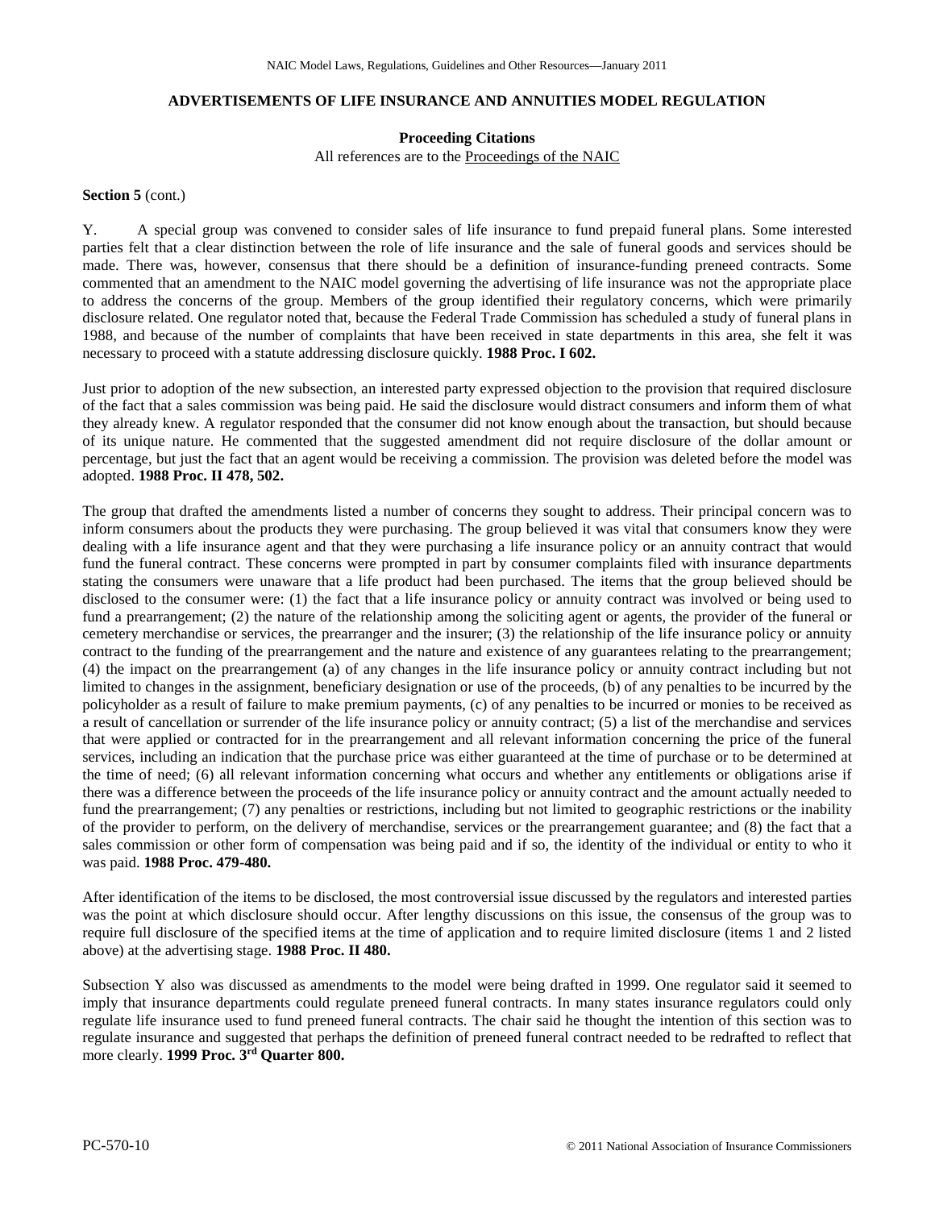## ADVERTISEMENTS OF LIFE INSURANCE AND ANNUITIES MODEL REGULATION

**Proceeding Citations**

All references are to the Proceedings of the NAIC

**Section 5** (cont.)

Y. A special group was convened to consider sales of life insurance to fund prepaid funeral plans. Some interested parties felt that a clear distinction between the role of life insurance and the sale of funeral goods and services should be made. There was, however, consensus that there should be a definition of insurance-funding preneed contracts. Some commented that an amendment to the NAIC model governing the advertising of life insurance was not the appropriate place to address the concerns of the group. Members of the group identified their regulatory concerns, which were primarily disclosure related. One regulator noted that, because the Federal Trade Commission has scheduled a study of funeral plans in 1988, and because of the number of complaints that have been received in state departments in this area, she felt it was necessary to proceed with a statute addressing disclosure quickly. **1988 Proc. I 602.**

Just prior to adoption of the new subsection, an interested party expressed objection to the provision that required disclosure of the fact that a sales commission was being paid. He said the disclosure would distract consumers and inform them of what they already knew. A regulator responded that the consumer did not know enough about the transaction, but should because of its unique nature. He commented that the suggested amendment did not require disclosure of the dollar amount or percentage, but just the fact that an agent would be receiving a commission. The provision was deleted before the model was adopted. **1988 Proc. II 478, 502.**

The group that drafted the amendments listed a number of concerns they sought to address. Their principal concern was to inform consumers about the products they were purchasing. The group believed it was vital that consumers know they were dealing with a life insurance agent and that they were purchasing a life insurance policy or an annuity contract that would fund the funeral contract. These concerns were prompted in part by consumer complaints filed with insurance departments stating the consumers were unaware that a life product had been purchased. The items that the group believed should be disclosed to the consumer were: (1) the fact that a life insurance policy or annuity contract was involved or being used to fund a prearrangement; (2) the nature of the relationship among the soliciting agent or agents, the provider of the funeral or cemetery merchandise or services, the prearranger and the insurer; (3) the relationship of the life insurance policy or annuity contract to the funding of the prearrangement and the nature and existence of any guarantees relating to the prearrangement; (4) the impact on the prearrangement (a) of any changes in the life insurance policy or annuity contract including but not limited to changes in the assignment, beneficiary designation or use of the proceeds, (b) of any penalties to be incurred by the policyholder as a result of failure to make premium payments, (c) of any penalties to be incurred or monies to be received as a result of cancellation or surrender of the life insurance policy or annuity contract; (5) a list of the merchandise and services that were applied or contracted for in the prearrangement and all relevant information concerning the price of the funeral services, including an indication that the purchase price was either guaranteed at the time of purchase or to be determined at the time of need; (6) all relevant information concerning what occurs and whether any entitlements or obligations arise if there was a difference between the proceeds of the life insurance policy or annuity contract and the amount actually needed to fund the prearrangement; (7) any penalties or restrictions, including but not limited to geographic restrictions or the inability of the provider to perform, on the delivery of merchandise, services or the prearrangement guarantee; and (8) the fact that a sales commission or other form of compensation was being paid and if so, the identity of the individual or entity to who it was paid. **1988 Proc. 479-480.**

After identification of the items to be disclosed, the most controversial issue discussed by the regulators and interested parties was the point at which disclosure should occur. After lengthy discussions on this issue, the consensus of the group was to require full disclosure of the specified items at the time of application and to require limited disclosure (items 1 and 2 listed above) at the advertising stage. **1988 Proc. II 480.**

Subsection Y also was discussed as amendments to the model were being drafted in 1999. One regulator said it seemed to imply that insurance departments could regulate preneed funeral contracts. In many states insurance regulators could only regulate life insurance used to fund preneed funeral contracts. The chair said he thought the intention of this section was to regulate insurance and suggested that perhaps the definition of preneed funeral contract needed to be redrafted to reflect that more clearly. **1999 Proc. 3rd Quarter 800.**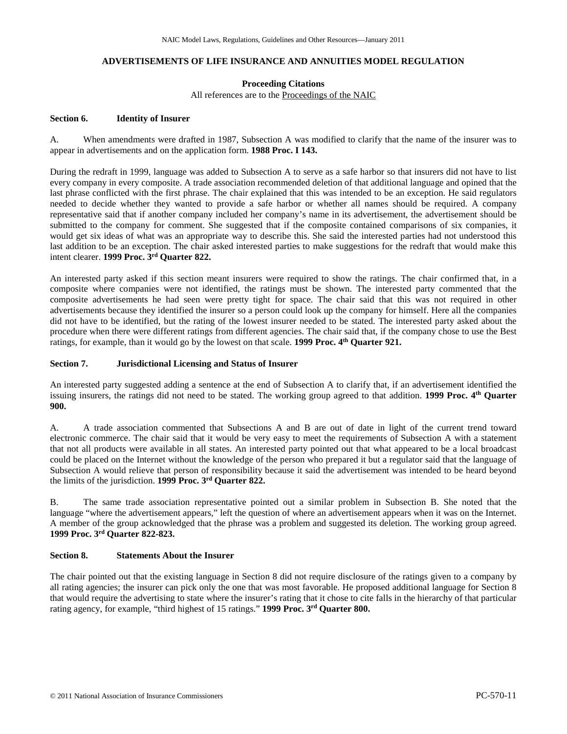## ADVERTISEMENTS OF LIFE INSURANCE AND ANNUITIES MODEL REGULATION

### Proceeding Citations

All references are to the Proceedings of the NAIC

### Section 6. Identity of Insurer

A. When amendments were drafted in 1987, Subsection A was modified to clarify that the name of the insurer was to appear in advertisements and on the application form. **1988 Proc. I 143.**

During the redraft in 1999, language was added to Subsection A to serve as a safe harbor so that insurers did not have to list every company in every composite. A trade association recommended deletion of that additional language and opined that the last phrase conflicted with the first phrase. The chair explained that this was intended to be an exception. He said regulators needed to decide whether they wanted to provide a safe harbor or whether all names should be required. A company representative said that if another company included her company's name in its advertisement, the advertisement should be submitted to the company for comment. She suggested that if the composite contained comparisons of six companies, it would get six ideas of what was an appropriate way to describe this. She said the interested parties had not understood this last addition to be an exception. The chair asked interested parties to make suggestions for the redraft that would make this intent clearer. **1999 Proc. 3rd Quarter 822.**

An interested party asked if this section meant insurers were required to show the ratings. The chair confirmed that, in a composite where companies were not identified, the ratings must be shown. The interested party commented that the composite advertisements he had seen were pretty tight for space. The chair said that this was not required in other advertisements because they identified the insurer so a person could look up the company for himself. Here all the companies did not have to be identified, but the rating of the lowest insurer needed to be stated. The interested party asked about the procedure when there were different ratings from different agencies. The chair said that, if the company chose to use the Best ratings, for example, than it would go by the lowest on that scale. **1999 Proc. 4th Quarter 921.**

### Section 7. Jurisdictional Licensing and Status of Insurer

An interested party suggested adding a sentence at the end of Subsection A to clarify that, if an advertisement identified the issuing insurers, the ratings did not need to be stated. The working group agreed to that addition. **1999 Proc. 4th Quarter 900.**

A. A trade association commented that Subsections A and B are out of date in light of the current trend toward electronic commerce. The chair said that it would be very easy to meet the requirements of Subsection A with a statement that not all products were available in all states. An interested party pointed out that what appeared to be a local broadcast could be placed on the Internet without the knowledge of the person who prepared it but a regulator said that the language of Subsection A would relieve that person of responsibility because it said the advertisement was intended to be heard beyond the limits of the jurisdiction. **1999 Proc. 3rd Quarter 822.**

B. The same trade association representative pointed out a similar problem in Subsection B. She noted that the language "where the advertisement appears," left the question of where an advertisement appears when it was on the Internet. A member of the group acknowledged that the phrase was a problem and suggested its deletion. The working group agreed. **1999 Proc. 3rd Quarter 822-823.**

### Section 8. Statements About the Insurer

The chair pointed out that the existing language in Section 8 did not require disclosure of the ratings given to a company by all rating agencies; the insurer can pick only the one that was most favorable. He proposed additional language for Section 8 that would require the advertising to state where the insurer's rating that it chose to cite falls in the hierarchy of that particular rating agency, for example, "third highest of 15 ratings." **1999 Proc. 3rd Quarter 800.**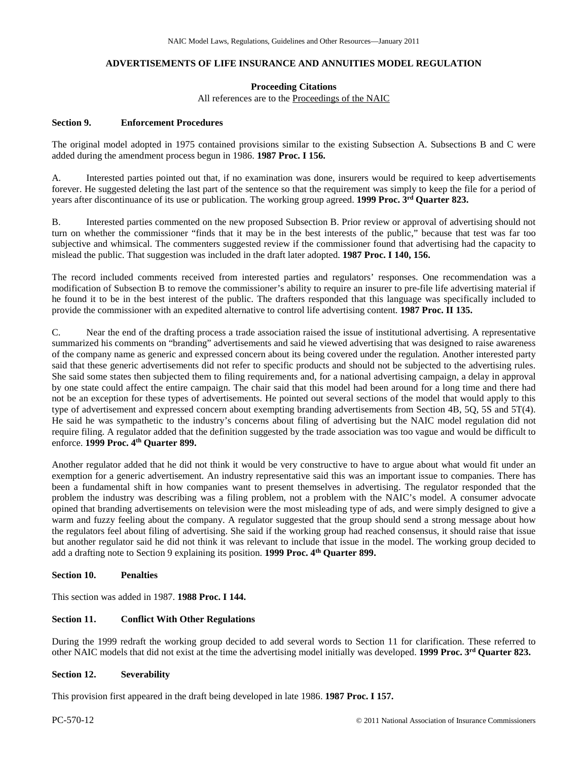## ADVERTISEMENTS OF LIFE INSURANCE AND ANNUITIES MODEL REGULATION

**Proceeding Citations**

All references are to the Proceedings of the NAIC

**Section 9. Enforcement Procedures**

The original model adopted in 1975 contained provisions similar to the existing Subsection A. Subsections B and C were added during the amendment process begun in 1986. **1987 Proc. I 156.**

A. Interested parties pointed out that, if no examination was done, insurers would be required to keep advertisements forever. He suggested deleting the last part of the sentence so that the requirement was simply to keep the file for a period of years after discontinuance of its use or publication. The working group agreed. **1999 Proc. 3rd Quarter 823.**

B. Interested parties commented on the new proposed Subsection B. Prior review or approval of advertising should not turn on whether the commissioner "finds that it may be in the best interests of the public," because that test was far too subjective and whimsical. The commenters suggested review if the commissioner found that advertising had the capacity to mislead the public. That suggestion was included in the draft later adopted. **1987 Proc. I 140, 156.**

The record included comments received from interested parties and regulators' responses. One recommendation was a modification of Subsection B to remove the commissioner's ability to require an insurer to pre-file life advertising material if he found it to be in the best interest of the public. The drafters responded that this language was specifically included to provide the commissioner with an expedited alternative to control life advertising content. **1987 Proc. II 135.**

C. Near the end of the drafting process a trade association raised the issue of institutional advertising. A representative summarized his comments on "branding" advertisements and said he viewed advertising that was designed to raise awareness of the company name as generic and expressed concern about its being covered under the regulation. Another interested party said that these generic advertisements did not refer to specific products and should not be subjected to the advertising rules. She said some states then subjected them to filing requirements and, for a national advertising campaign, a delay in approval by one state could affect the entire campaign. The chair said that this model had been around for a long time and there had not be an exception for these types of advertisements. He pointed out several sections of the model that would apply to this type of advertisement and expressed concern about exempting branding advertisements from Section 4B, 5Q, 5S and 5T(4). He said he was sympathetic to the industry's concerns about filing of advertising but the NAIC model regulation did not require filing. A regulator added that the definition suggested by the trade association was too vague and would be difficult to enforce. **1999 Proc. 4th Quarter 899.**

Another regulator added that he did not think it would be very constructive to have to argue about what would fit under an exemption for a generic advertisement. An industry representative said this was an important issue to companies. There has been a fundamental shift in how companies want to present themselves in advertising. The regulator responded that the problem the industry was describing was a filing problem, not a problem with the NAIC's model. A consumer advocate opined that branding advertisements on television were the most misleading type of ads, and were simply designed to give a warm and fuzzy feeling about the company. A regulator suggested that the group should send a strong message about how the regulators feel about filing of advertising. She said if the working group had reached consensus, it should raise that issue but another regulator said he did not think it was relevant to include that issue in the model. The working group decided to add a drafting note to Section 9 explaining its position. **1999 Proc. 4th Quarter 899.**

**Section 10. Penalties**

This section was added in 1987. **1988 Proc. I 144.**

**Section 11. Conflict With Other Regulations**

During the 1999 redraft the working group decided to add several words to Section 11 for clarification. These referred to other NAIC models that did not exist at the time the advertising model initially was developed. **1999 Proc. 3rd Quarter 823.**

**Section 12. Severability**

This provision first appeared in the draft being developed in late 1986. **1987 Proc. I 157.**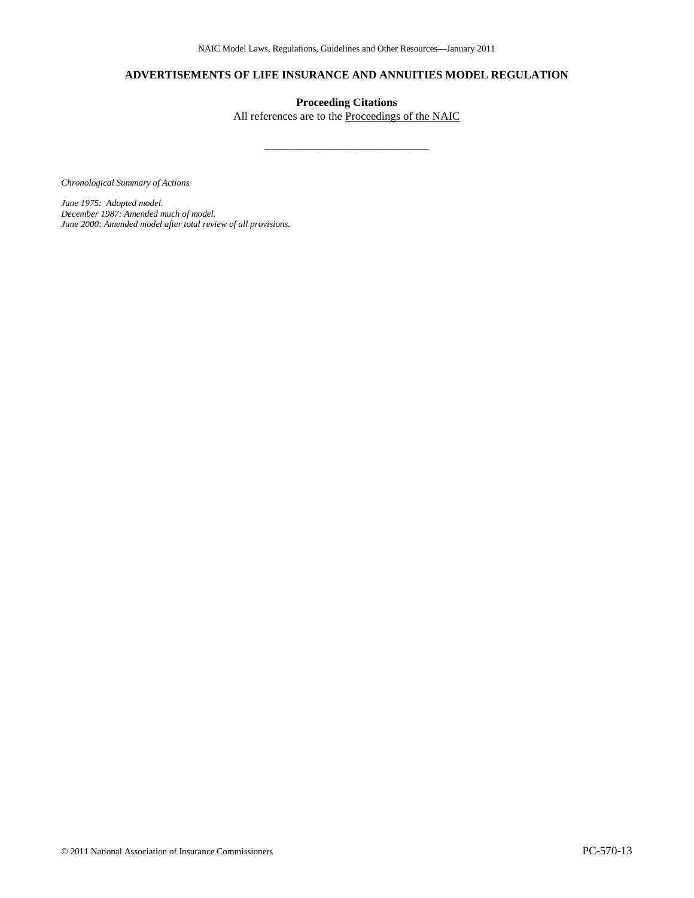# ADVERTISEMENTS OF LIFE INSURANCE AND ANNUITIES MODEL REGULATION

**Proceeding Citations**

All references are to the Proceedings of the NAIC

\_\_\_\_\_\_\_\_\_\_\_\_\_\_\_\_\_\_\_\_\_\_\_\_\_\_\_\_\_\_\_\_

*Chronological Summary of Actions*

*June 1975: Adopted model.*
*December 1987: Amended much of model.*
*June 2000: Amended model after total review of all provisions.*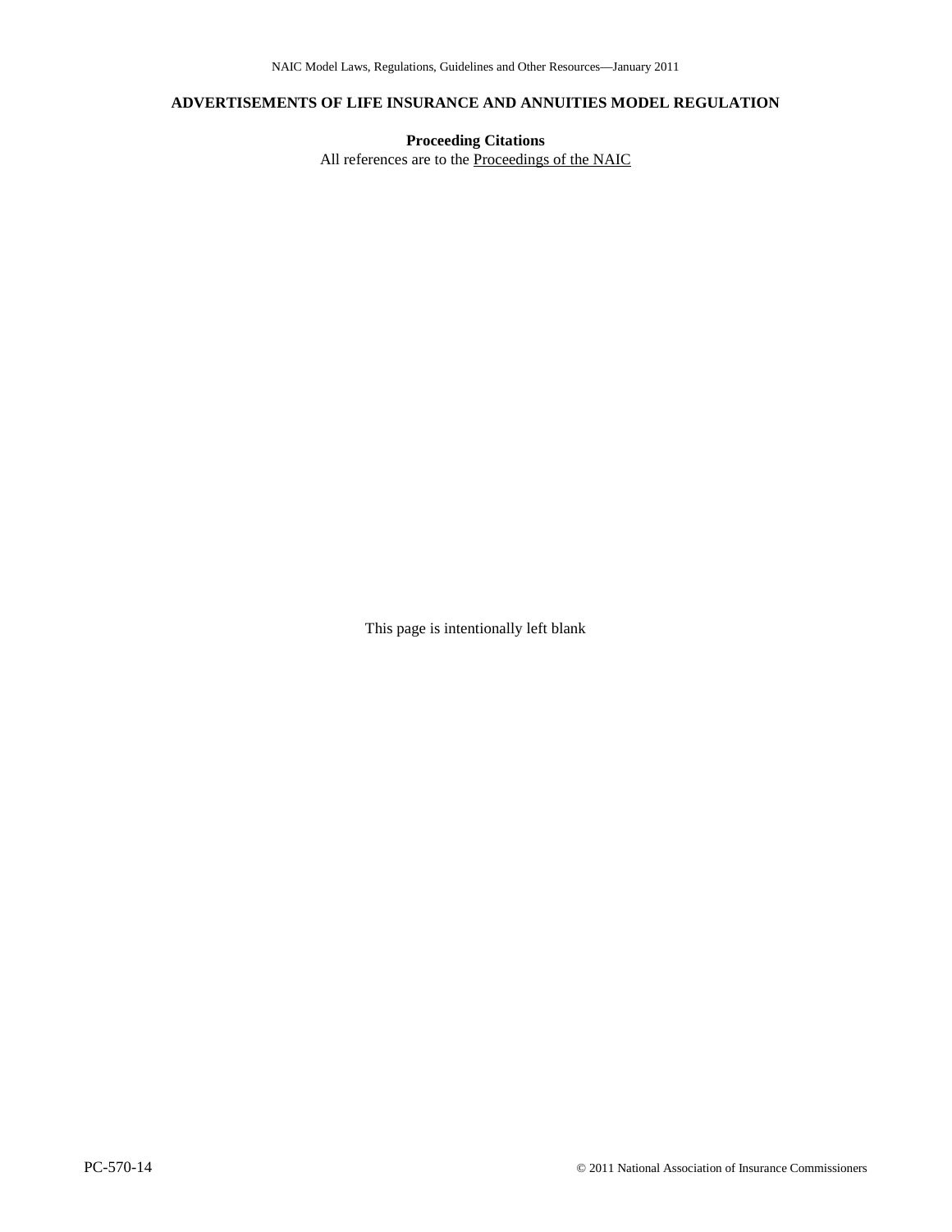## ADVERTISEMENTS OF LIFE INSURANCE AND ANNUITIES MODEL REGULATION

**Proceeding Citations**

All references are to the Proceedings of the NAIC

This page is intentionally left blank